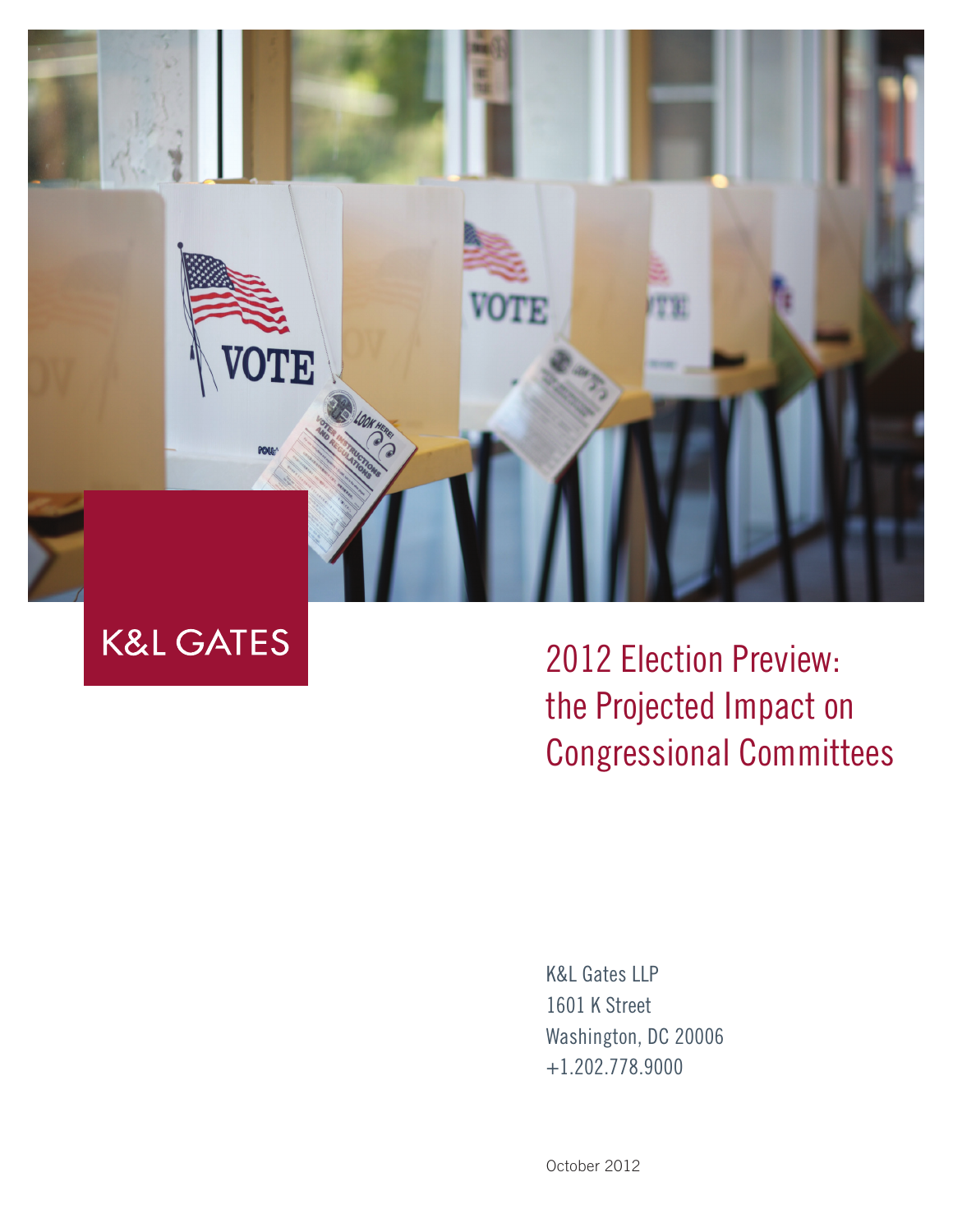K&L GATES

# 2012 Election Preview: the Projected Impact on Congressional Committees

K&L Gates LLP
1601 K Street
Washington, DC 20006
+1.202.778.9000

October 2012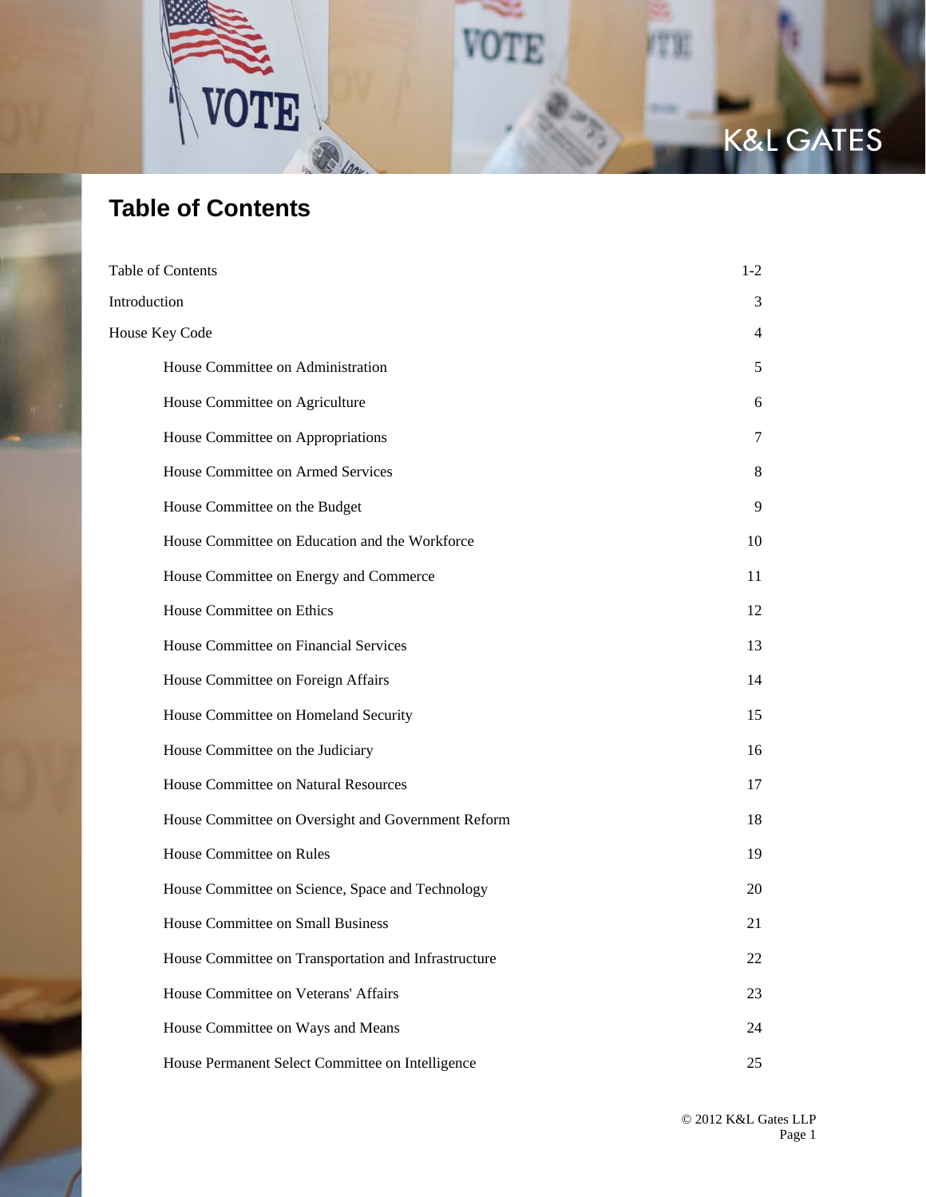# Table of Contents

| | |
|---|---|
| Table of Contents | 1-2 |
| Introduction | 3 |
| House Key Code | 4 |
| House Committee on Administration | 5 |
| House Committee on Agriculture | 6 |
| House Committee on Appropriations | 7 |
| House Committee on Armed Services | 8 |
| House Committee on the Budget | 9 |
| House Committee on Education and the Workforce | 10 |
| House Committee on Energy and Commerce | 11 |
| House Committee on Ethics | 12 |
| House Committee on Financial Services | 13 |
| House Committee on Foreign Affairs | 14 |
| House Committee on Homeland Security | 15 |
| House Committee on the Judiciary | 16 |
| House Committee on Natural Resources | 17 |
| House Committee on Oversight and Government Reform | 18 |
| House Committee on Rules | 19 |
| House Committee on Science, Space and Technology | 20 |
| House Committee on Small Business | 21 |
| House Committee on Transportation and Infrastructure | 22 |
| House Committee on Veterans' Affairs | 23 |
| House Committee on Ways and Means | 24 |
| House Permanent Select Committee on Intelligence | 25 |

© 2012 K&L Gates LLP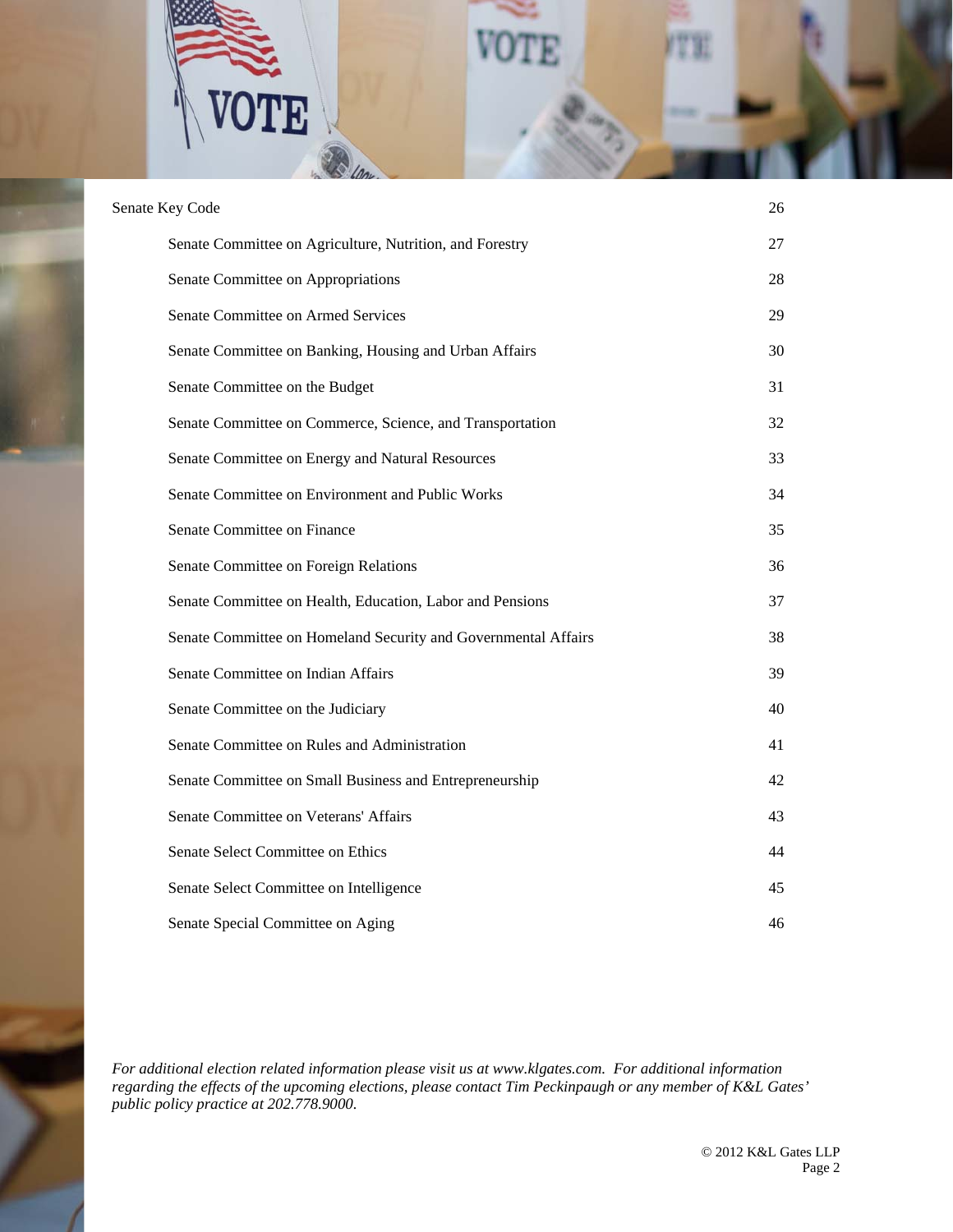| | |
|---|---|
| Senate Key Code | 26 |
| Senate Committee on Agriculture, Nutrition, and Forestry | 27 |
| Senate Committee on Appropriations | 28 |
| Senate Committee on Armed Services | 29 |
| Senate Committee on Banking, Housing and Urban Affairs | 30 |
| Senate Committee on the Budget | 31 |
| Senate Committee on Commerce, Science, and Transportation | 32 |
| Senate Committee on Energy and Natural Resources | 33 |
| Senate Committee on Environment and Public Works | 34 |
| Senate Committee on Finance | 35 |
| Senate Committee on Foreign Relations | 36 |
| Senate Committee on Health, Education, Labor and Pensions | 37 |
| Senate Committee on Homeland Security and Governmental Affairs | 38 |
| Senate Committee on Indian Affairs | 39 |
| Senate Committee on the Judiciary | 40 |
| Senate Committee on Rules and Administration | 41 |
| Senate Committee on Small Business and Entrepreneurship | 42 |
| Senate Committee on Veterans' Affairs | 43 |
| Senate Select Committee on Ethics | 44 |
| Senate Select Committee on Intelligence | 45 |
| Senate Special Committee on Aging | 46 |

*For additional election related information please visit us at www.klgates.com. For additional information regarding the effects of the upcoming elections, please contact Tim Peckinpaugh or any member of K&L Gates' public policy practice at 202.778.9000.*

© 2012 K&L Gates LLP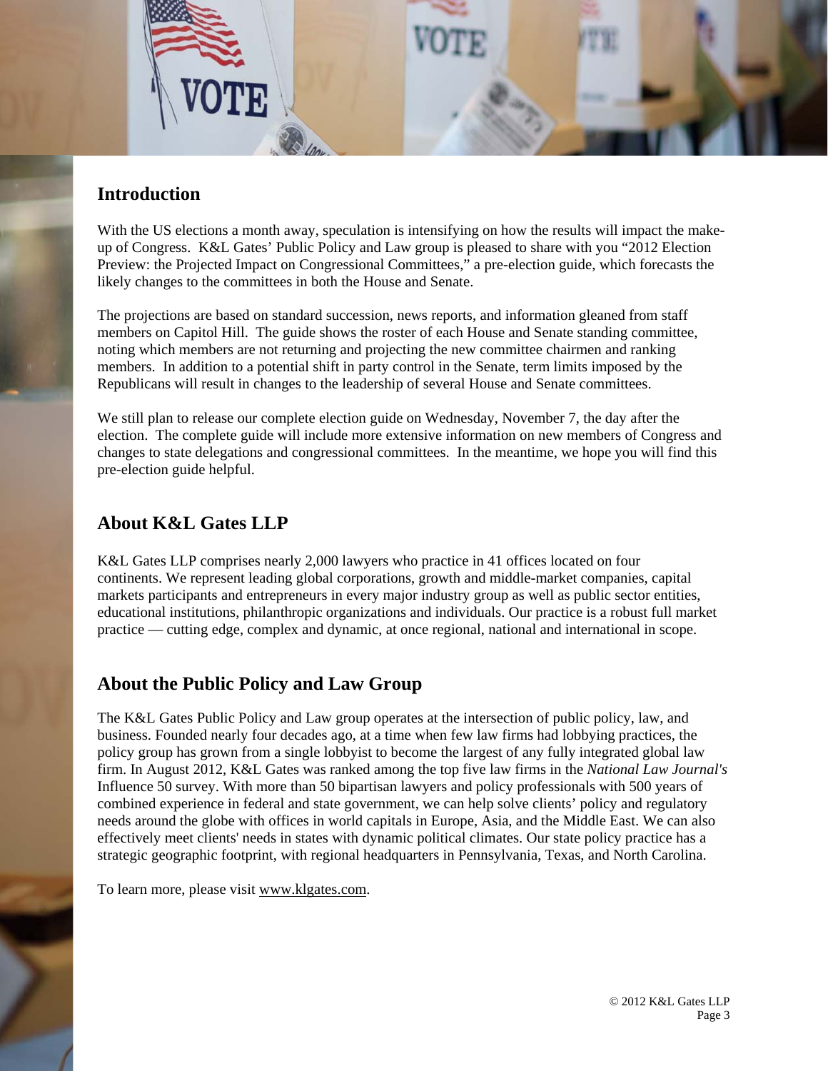## Introduction

With the US elections a month away, speculation is intensifying on how the results will impact the make-up of Congress. K&L Gates' Public Policy and Law group is pleased to share with you "2012 Election Preview: the Projected Impact on Congressional Committees," a pre-election guide, which forecasts the likely changes to the committees in both the House and Senate.

The projections are based on standard succession, news reports, and information gleaned from staff members on Capitol Hill. The guide shows the roster of each House and Senate standing committee, noting which members are not returning and projecting the new committee chairmen and ranking members. In addition to a potential shift in party control in the Senate, term limits imposed by the Republicans will result in changes to the leadership of several House and Senate committees.

We still plan to release our complete election guide on Wednesday, November 7, the day after the election. The complete guide will include more extensive information on new members of Congress and changes to state delegations and congressional committees. In the meantime, we hope you will find this pre-election guide helpful.

## About K&L Gates LLP

K&L Gates LLP comprises nearly 2,000 lawyers who practice in 41 offices located on four continents. We represent leading global corporations, growth and middle-market companies, capital markets participants and entrepreneurs in every major industry group as well as public sector entities, educational institutions, philanthropic organizations and individuals. Our practice is a robust full market practice — cutting edge, complex and dynamic, at once regional, national and international in scope.

## About the Public Policy and Law Group

The K&L Gates Public Policy and Law group operates at the intersection of public policy, law, and business. Founded nearly four decades ago, at a time when few law firms had lobbying practices, the policy group has grown from a single lobbyist to become the largest of any fully integrated global law firm. In August 2012, K&L Gates was ranked among the top five law firms in the *National Law Journal's* Influence 50 survey. With more than 50 bipartisan lawyers and policy professionals with 500 years of combined experience in federal and state government, we can help solve clients' policy and regulatory needs around the globe with offices in world capitals in Europe, Asia, and the Middle East. We can also effectively meet clients' needs in states with dynamic political climates. Our state policy practice has a strategic geographic footprint, with regional headquarters in Pennsylvania, Texas, and North Carolina.

To learn more, please visit www.klgates.com.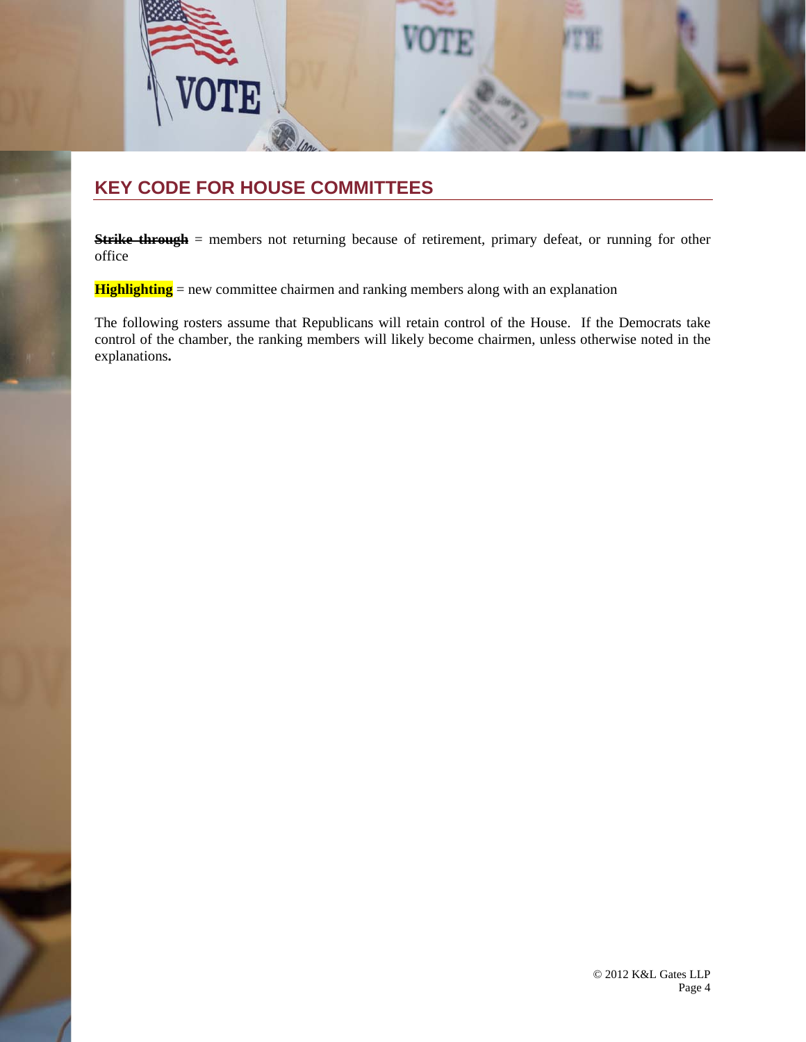## KEY CODE FOR HOUSE COMMITTEES

~~**Strike through**~~ = members not returning because of retirement, primary defeat, or running for other office

**Highlighting** = new committee chairmen and ranking members along with an explanation

The following rosters assume that Republicans will retain control of the House. If the Democrats take control of the chamber, the ranking members will likely become chairmen, unless otherwise noted in the explanations**.**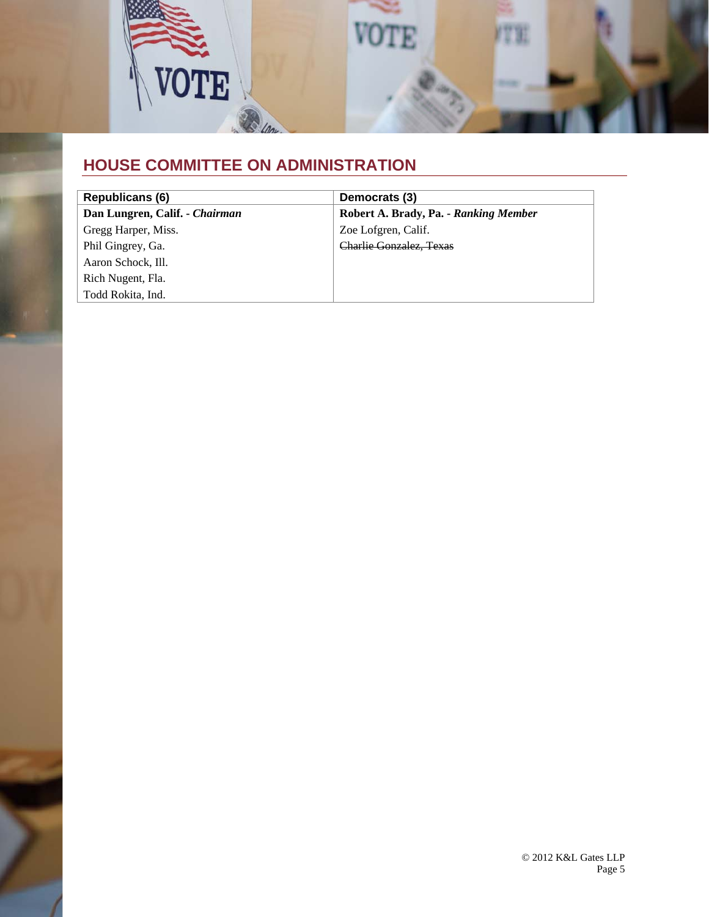## HOUSE COMMITTEE ON ADMINISTRATION

| Republicans (6) | Democrats (3) |
|---|---|
| **Dan Lungren, Calif. - *Chairman*** | **Robert A. Brady, Pa. - *Ranking Member*** |
| Gregg Harper, Miss. | Zoe Lofgren, Calif. |
| Phil Gingrey, Ga. | ~~Charlie Gonzalez, Texas~~ |
| Aaron Schock, Ill. | |
| Rich Nugent, Fla. | |
| Todd Rokita, Ind. | |

© 2012 K&L Gates LLP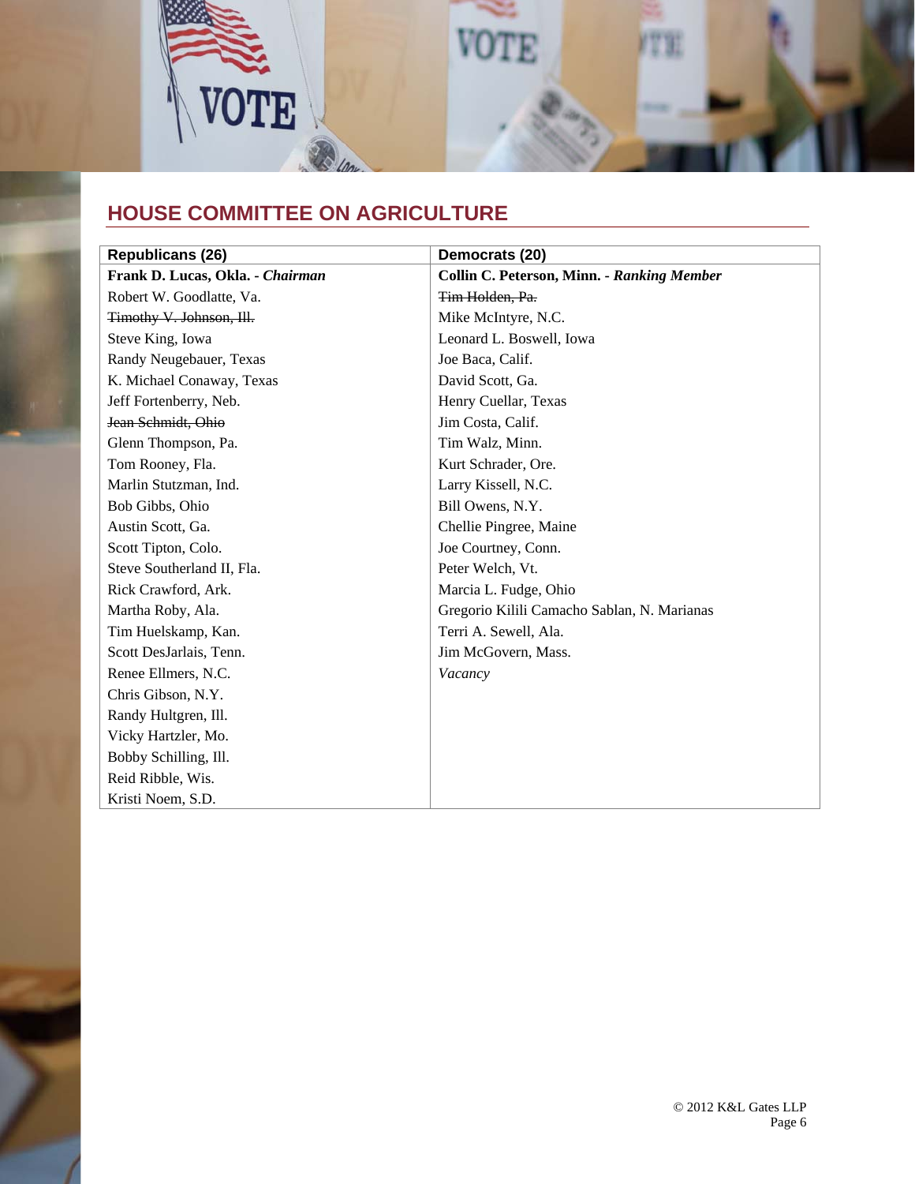## HOUSE COMMITTEE ON AGRICULTURE

| Republicans (26) | Democrats (20) |
|---|---|
| **Frank D. Lucas, Okla. - *Chairman*** | **Collin C. Peterson, Minn. - *Ranking Member*** |
| Robert W. Goodlatte, Va. | ~~Tim Holden, Pa.~~ |
| ~~Timothy V. Johnson, Ill.~~ | Mike McIntyre, N.C. |
| Steve King, Iowa | Leonard L. Boswell, Iowa |
| Randy Neugebauer, Texas | Joe Baca, Calif. |
| K. Michael Conaway, Texas | David Scott, Ga. |
| Jeff Fortenberry, Neb. | Henry Cuellar, Texas |
| ~~Jean Schmidt, Ohio~~ | Jim Costa, Calif. |
| Glenn Thompson, Pa. | Tim Walz, Minn. |
| Tom Rooney, Fla. | Kurt Schrader, Ore. |
| Marlin Stutzman, Ind. | Larry Kissell, N.C. |
| Bob Gibbs, Ohio | Bill Owens, N.Y. |
| Austin Scott, Ga. | Chellie Pingree, Maine |
| Scott Tipton, Colo. | Joe Courtney, Conn. |
| Steve Southerland II, Fla. | Peter Welch, Vt. |
| Rick Crawford, Ark. | Marcia L. Fudge, Ohio |
| Martha Roby, Ala. | Gregorio Kilili Camacho Sablan, N. Marianas |
| Tim Huelskamp, Kan. | Terri A. Sewell, Ala. |
| Scott DesJarlais, Tenn. | Jim McGovern, Mass. |
| Renee Ellmers, N.C. | *Vacancy* |
| Chris Gibson, N.Y. | |
| Randy Hultgren, Ill. | |
| Vicky Hartzler, Mo. | |
| Bobby Schilling, Ill. | |
| Reid Ribble, Wis. | |
| Kristi Noem, S.D. | |

© 2012 K&L Gates LLP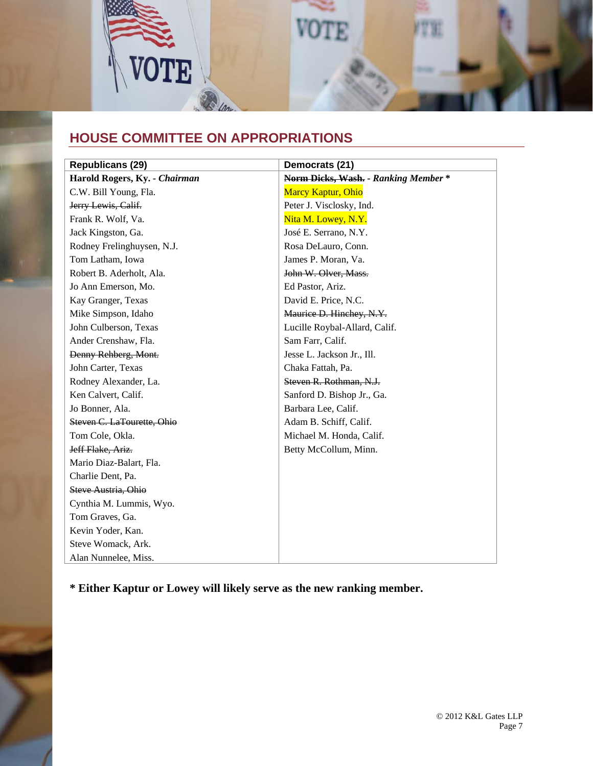## HOUSE COMMITTEE ON APPROPRIATIONS

| Republicans (29) | Democrats (21) |
|---|---|
| **Harold Rogers, Ky. - *Chairman*** | **~~Norm Dicks, Wash.~~ - *Ranking Member* \*** |
| C.W. Bill Young, Fla. | Marcy Kaptur, Ohio |
| ~~Jerry Lewis, Calif.~~ | Peter J. Visclosky, Ind. |
| Frank R. Wolf, Va. | Nita M. Lowey, N.Y. |
| Jack Kingston, Ga. | José E. Serrano, N.Y. |
| Rodney Frelinghuysen, N.J. | Rosa DeLauro, Conn. |
| Tom Latham, Iowa | James P. Moran, Va. |
| Robert B. Aderholt, Ala. | ~~John W. Olver, Mass.~~ |
| Jo Ann Emerson, Mo. | Ed Pastor, Ariz. |
| Kay Granger, Texas | David E. Price, N.C. |
| Mike Simpson, Idaho | ~~Maurice D. Hinchey, N.Y.~~ |
| John Culberson, Texas | Lucille Roybal-Allard, Calif. |
| Ander Crenshaw, Fla. | Sam Farr, Calif. |
| ~~Denny Rehberg, Mont.~~ | Jesse L. Jackson Jr., Ill. |
| John Carter, Texas | Chaka Fattah, Pa. |
| Rodney Alexander, La. | ~~Steven R. Rothman, N.J.~~ |
| Ken Calvert, Calif. | Sanford D. Bishop Jr., Ga. |
| Jo Bonner, Ala. | Barbara Lee, Calif. |
| ~~Steven C. LaTourette, Ohio~~ | Adam B. Schiff, Calif. |
| Tom Cole, Okla. | Michael M. Honda, Calif. |
| ~~Jeff Flake, Ariz.~~ | Betty McCollum, Minn. |
| Mario Diaz-Balart, Fla. | |
| Charlie Dent, Pa. | |
| ~~Steve Austria, Ohio~~ | |
| Cynthia M. Lummis, Wyo. | |
| Tom Graves, Ga. | |
| Kevin Yoder, Kan. | |
| Steve Womack, Ark. | |
| Alan Nunnelee, Miss. | |

**\* Either Kaptur or Lowey will likely serve as the new ranking member.**

© 2012 K&L Gates LLP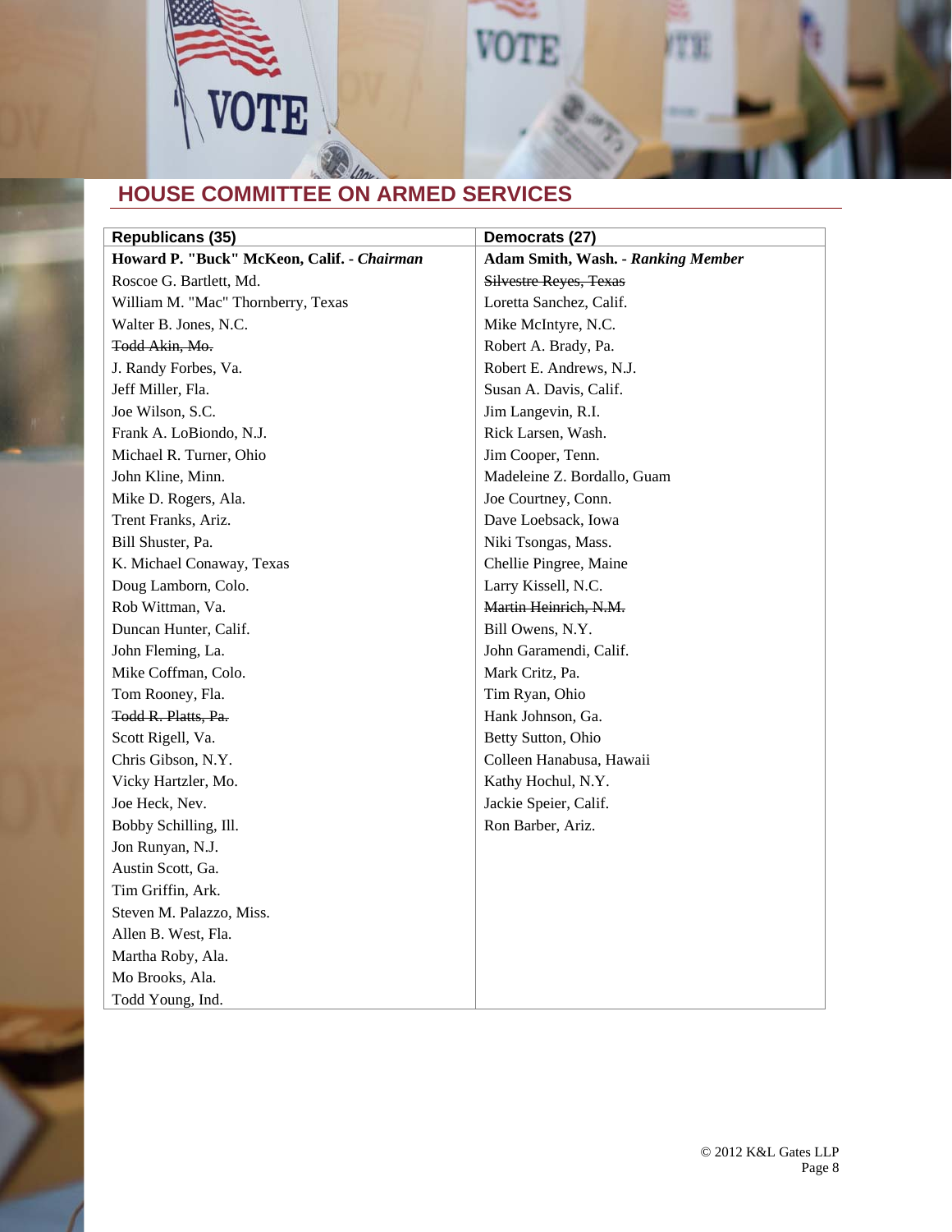## HOUSE COMMITTEE ON ARMED SERVICES

| Republicans (35) | Democrats (27) |
|---|---|
| **Howard P. "Buck" McKeon, Calif. -** ***Chairman*** | **Adam Smith, Wash. -** ***Ranking Member*** |
| Roscoe G. Bartlett, Md. | ~~Silvestre Reyes, Texas~~ |
| William M. "Mac" Thornberry, Texas | Loretta Sanchez, Calif. |
| Walter B. Jones, N.C. | Mike McIntyre, N.C. |
| ~~Todd Akin, Mo.~~ | Robert A. Brady, Pa. |
| J. Randy Forbes, Va. | Robert E. Andrews, N.J. |
| Jeff Miller, Fla. | Susan A. Davis, Calif. |
| Joe Wilson, S.C. | Jim Langevin, R.I. |
| Frank A. LoBiondo, N.J. | Rick Larsen, Wash. |
| Michael R. Turner, Ohio | Jim Cooper, Tenn. |
| John Kline, Minn. | Madeleine Z. Bordallo, Guam |
| Mike D. Rogers, Ala. | Joe Courtney, Conn. |
| Trent Franks, Ariz. | Dave Loebsack, Iowa |
| Bill Shuster, Pa. | Niki Tsongas, Mass. |
| K. Michael Conaway, Texas | Chellie Pingree, Maine |
| Doug Lamborn, Colo. | Larry Kissell, N.C. |
| Rob Wittman, Va. | ~~Martin Heinrich, N.M.~~ |
| Duncan Hunter, Calif. | Bill Owens, N.Y. |
| John Fleming, La. | John Garamendi, Calif. |
| Mike Coffman, Colo. | Mark Critz, Pa. |
| Tom Rooney, Fla. | Tim Ryan, Ohio |
| ~~Todd R. Platts, Pa.~~ | Hank Johnson, Ga. |
| Scott Rigell, Va. | Betty Sutton, Ohio |
| Chris Gibson, N.Y. | Colleen Hanabusa, Hawaii |
| Vicky Hartzler, Mo. | Kathy Hochul, N.Y. |
| Joe Heck, Nev. | Jackie Speier, Calif. |
| Bobby Schilling, Ill. | Ron Barber, Ariz. |
| Jon Runyan, N.J. | |
| Austin Scott, Ga. | |
| Tim Griffin, Ark. | |
| Steven M. Palazzo, Miss. | |
| Allen B. West, Fla. | |
| Martha Roby, Ala. | |
| Mo Brooks, Ala. | |
| Todd Young, Ind. | |

© 2012 K&L Gates LLP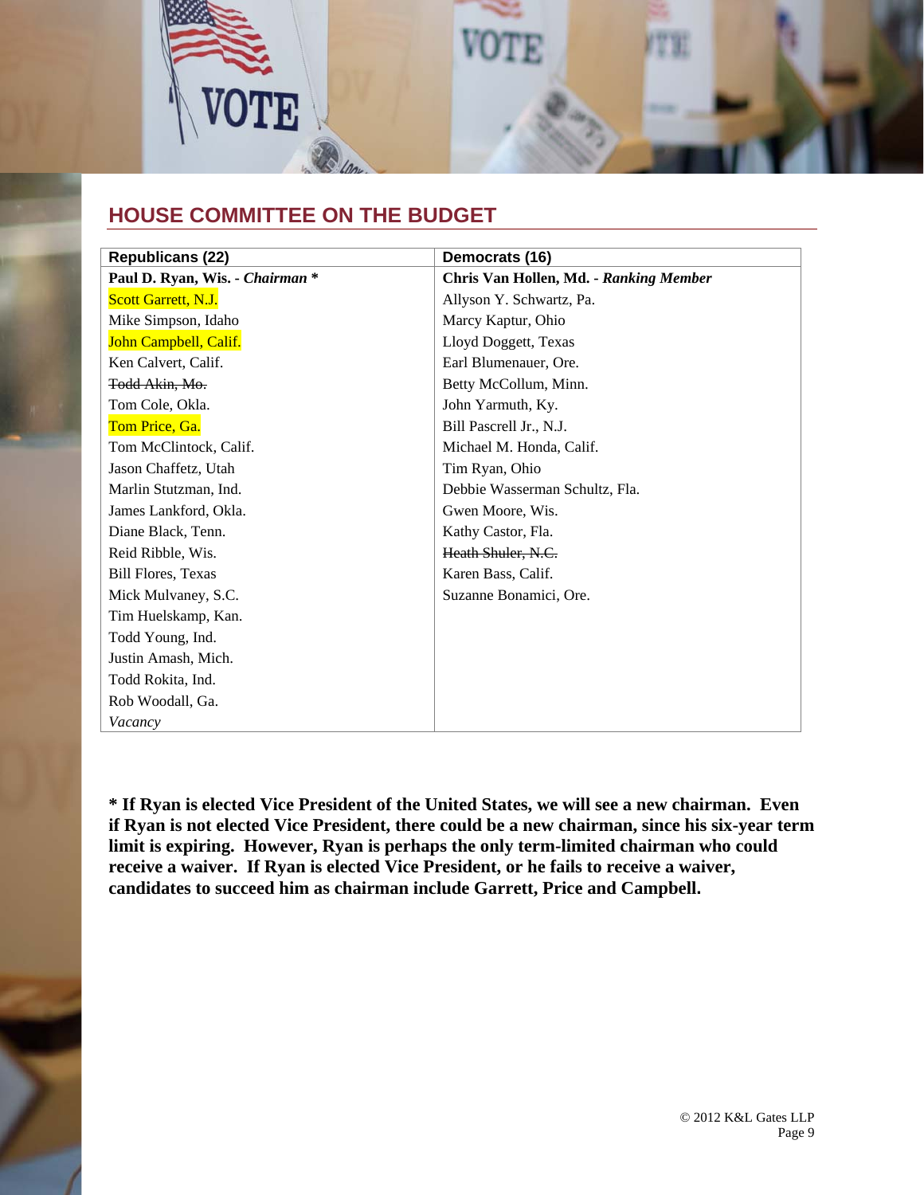## HOUSE COMMITTEE ON THE BUDGET

| Republicans (22) | Democrats (16) |
|---|---|
| **Paul D. Ryan, Wis. - *Chairman* *** | **Chris Van Hollen, Md. - *Ranking Member*** |
| Scott Garrett, N.J. | Allyson Y. Schwartz, Pa. |
| Mike Simpson, Idaho | Marcy Kaptur, Ohio |
| John Campbell, Calif. | Lloyd Doggett, Texas |
| Ken Calvert, Calif. | Earl Blumenauer, Ore. |
| ~~Todd Akin, Mo.~~ | Betty McCollum, Minn. |
| Tom Cole, Okla. | John Yarmuth, Ky. |
| Tom Price, Ga. | Bill Pascrell Jr., N.J. |
| Tom McClintock, Calif. | Michael M. Honda, Calif. |
| Jason Chaffetz, Utah | Tim Ryan, Ohio |
| Marlin Stutzman, Ind. | Debbie Wasserman Schultz, Fla. |
| James Lankford, Okla. | Gwen Moore, Wis. |
| Diane Black, Tenn. | Kathy Castor, Fla. |
| Reid Ribble, Wis. | ~~Heath Shuler, N.C.~~ |
| Bill Flores, Texas | Karen Bass, Calif. |
| Mick Mulvaney, S.C. | Suzanne Bonamici, Ore. |
| Tim Huelskamp, Kan. | |
| Todd Young, Ind. | |
| Justin Amash, Mich. | |
| Todd Rokita, Ind. | |
| Rob Woodall, Ga. | |
| *Vacancy* | |

**\* If Ryan is elected Vice President of the United States, we will see a new chairman. Even if Ryan is not elected Vice President, there could be a new chairman, since his six-year term limit is expiring. However, Ryan is perhaps the only term-limited chairman who could receive a waiver. If Ryan is elected Vice President, or he fails to receive a waiver, candidates to succeed him as chairman include Garrett, Price and Campbell.**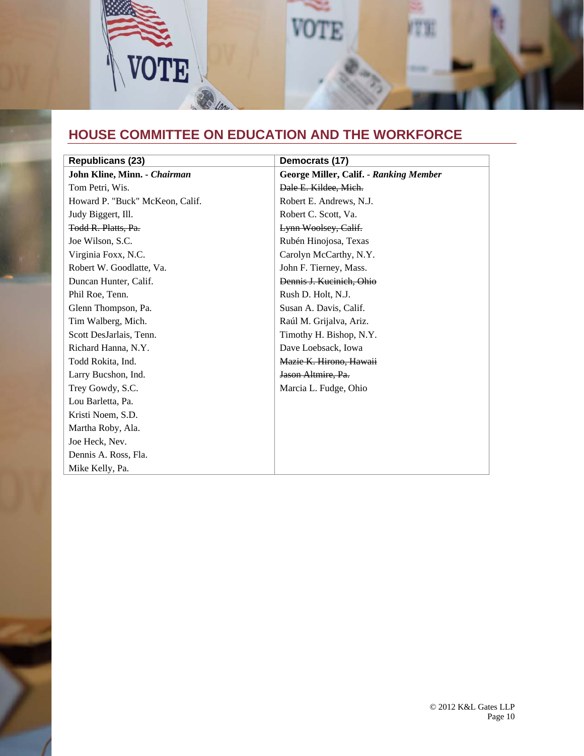## HOUSE COMMITTEE ON EDUCATION AND THE WORKFORCE

| Republicans (23) | Democrats (17) |
|---|---|
| **John Kline, Minn. -** ***Chairman*** | **George Miller, Calif. -** ***Ranking Member*** |
| Tom Petri, Wis. | ~~Dale E. Kildee, Mich.~~ |
| Howard P. "Buck" McKeon, Calif. | Robert E. Andrews, N.J. |
| Judy Biggert, Ill. | Robert C. Scott, Va. |
| ~~Todd R. Platts, Pa.~~ | ~~Lynn Woolsey, Calif.~~ |
| Joe Wilson, S.C. | Rubén Hinojosa, Texas |
| Virginia Foxx, N.C. | Carolyn McCarthy, N.Y. |
| Robert W. Goodlatte, Va. | John F. Tierney, Mass. |
| Duncan Hunter, Calif. | ~~Dennis J. Kucinich, Ohio~~ |
| Phil Roe, Tenn. | Rush D. Holt, N.J. |
| Glenn Thompson, Pa. | Susan A. Davis, Calif. |
| Tim Walberg, Mich. | Raúl M. Grijalva, Ariz. |
| Scott DesJarlais, Tenn. | Timothy H. Bishop, N.Y. |
| Richard Hanna, N.Y. | Dave Loebsack, Iowa |
| Todd Rokita, Ind. | ~~Mazie K. Hirono, Hawaii~~ |
| Larry Bucshon, Ind. | ~~Jason Altmire, Pa.~~ |
| Trey Gowdy, S.C. | Marcia L. Fudge, Ohio |
| Lou Barletta, Pa. | |
| Kristi Noem, S.D. | |
| Martha Roby, Ala. | |
| Joe Heck, Nev. | |
| Dennis A. Ross, Fla. | |
| Mike Kelly, Pa. | |

© 2012 K&L Gates LLP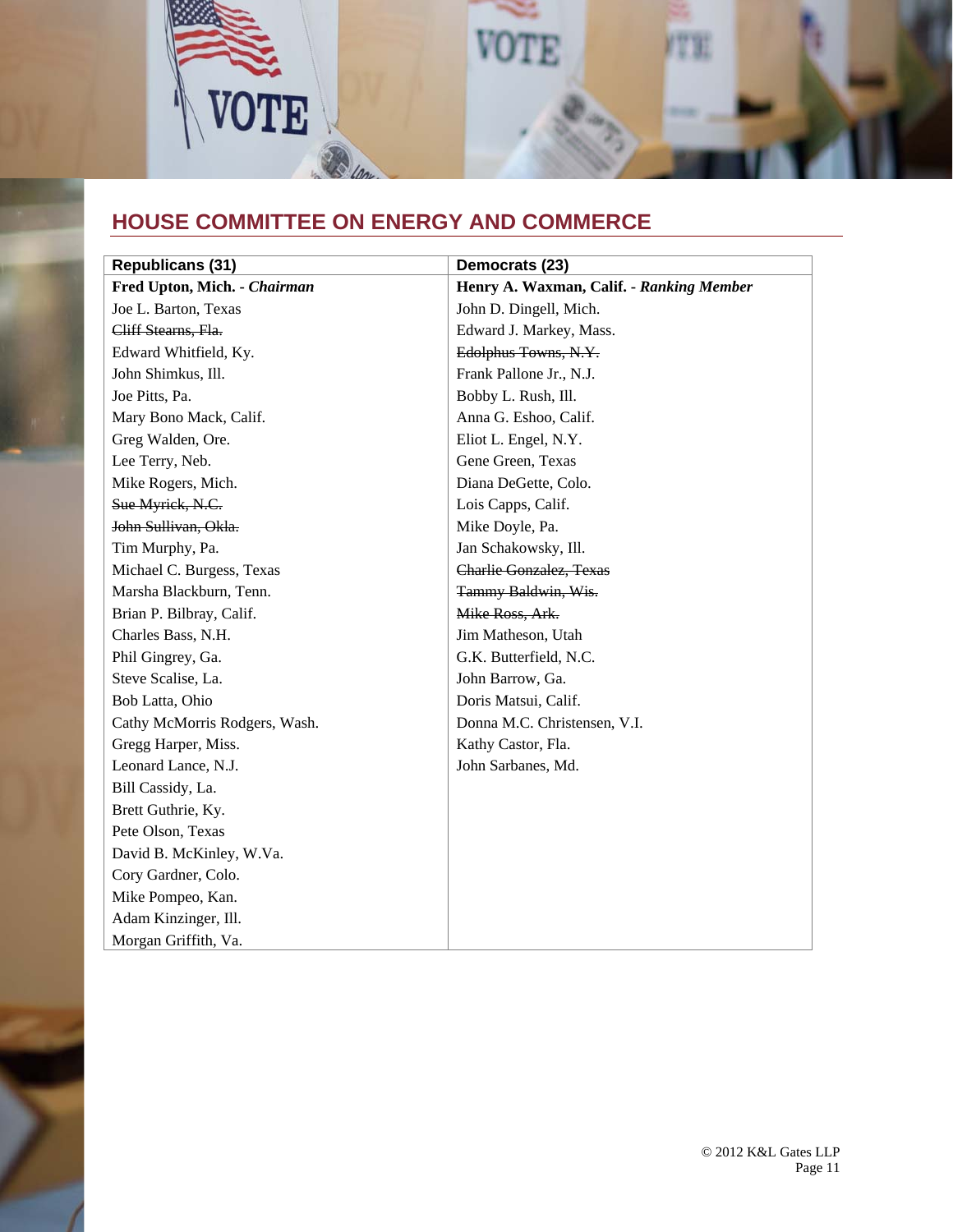## HOUSE COMMITTEE ON ENERGY AND COMMERCE

| Republicans (31) | Democrats (23) |
|---|---|
| **Fred Upton, Mich. - *Chairman*** | **Henry A. Waxman, Calif. - *Ranking Member*** |
| Joe L. Barton, Texas | John D. Dingell, Mich. |
| ~~Cliff Stearns, Fla.~~ | Edward J. Markey, Mass. |
| Edward Whitfield, Ky. | ~~Edolphus Towns, N.Y.~~ |
| John Shimkus, Ill. | Frank Pallone Jr., N.J. |
| Joe Pitts, Pa. | Bobby L. Rush, Ill. |
| Mary Bono Mack, Calif. | Anna G. Eshoo, Calif. |
| Greg Walden, Ore. | Eliot L. Engel, N.Y. |
| Lee Terry, Neb. | Gene Green, Texas |
| Mike Rogers, Mich. | Diana DeGette, Colo. |
| ~~Sue Myrick, N.C.~~ | Lois Capps, Calif. |
| ~~John Sullivan, Okla.~~ | Mike Doyle, Pa. |
| Tim Murphy, Pa. | Jan Schakowsky, Ill. |
| Michael C. Burgess, Texas | ~~Charlie Gonzalez, Texas~~ |
| Marsha Blackburn, Tenn. | ~~Tammy Baldwin, Wis.~~ |
| Brian P. Bilbray, Calif. | ~~Mike Ross, Ark.~~ |
| Charles Bass, N.H. | Jim Matheson, Utah |
| Phil Gingrey, Ga. | G.K. Butterfield, N.C. |
| Steve Scalise, La. | John Barrow, Ga. |
| Bob Latta, Ohio | Doris Matsui, Calif. |
| Cathy McMorris Rodgers, Wash. | Donna M.C. Christensen, V.I. |
| Gregg Harper, Miss. | Kathy Castor, Fla. |
| Leonard Lance, N.J. | John Sarbanes, Md. |
| Bill Cassidy, La. | |
| Brett Guthrie, Ky. | |
| Pete Olson, Texas | |
| David B. McKinley, W.Va. | |
| Cory Gardner, Colo. | |
| Mike Pompeo, Kan. | |
| Adam Kinzinger, Ill. | |
| Morgan Griffith, Va. | |

© 2012 K&L Gates LLP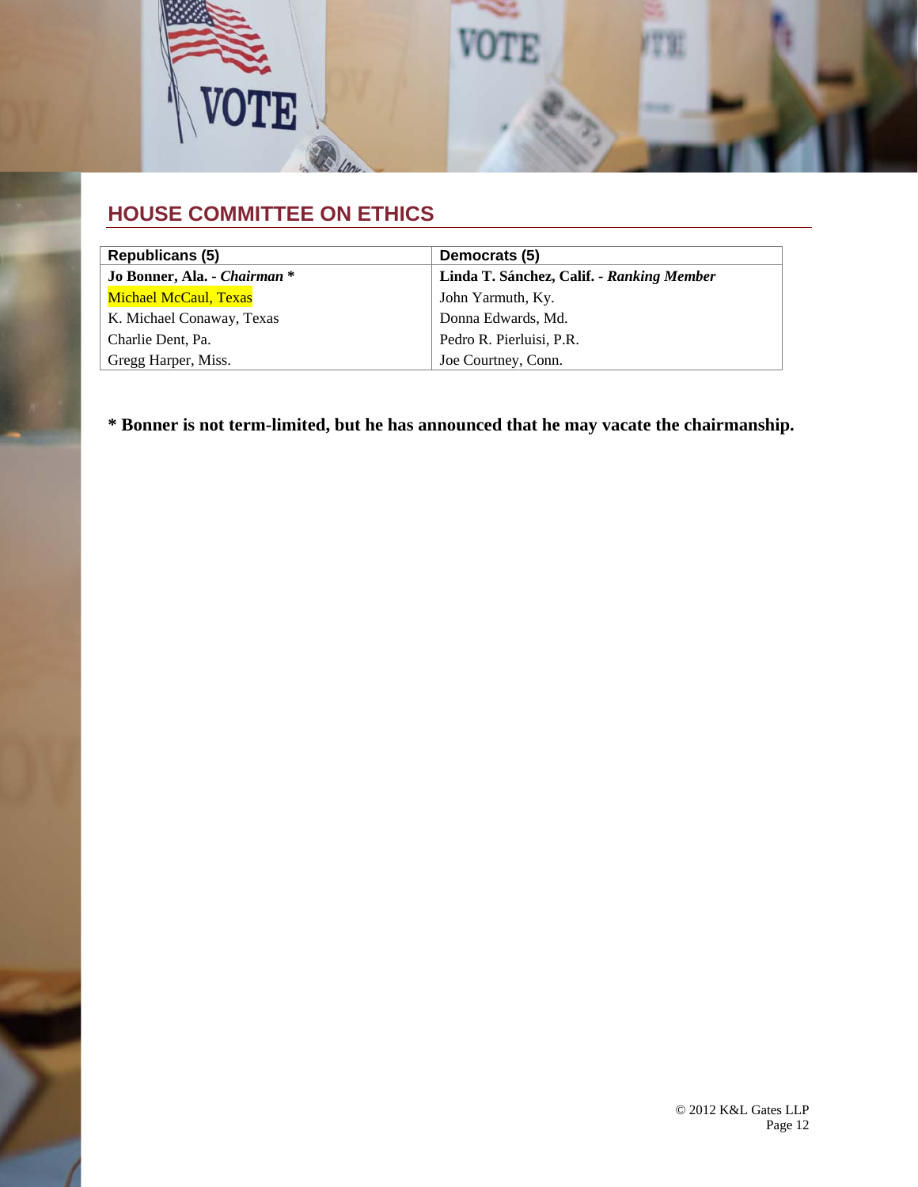## HOUSE COMMITTEE ON ETHICS

| Republicans (5) | Democrats (5) |
|---|---|
| **Jo Bonner, Ala. - *Chairman* *** | **Linda T. Sánchez, Calif. - *Ranking Member*** |
| Michael McCaul, Texas | John Yarmuth, Ky. |
| K. Michael Conaway, Texas | Donna Edwards, Md. |
| Charlie Dent, Pa. | Pedro R. Pierluisi, P.R. |
| Gregg Harper, Miss. | Joe Courtney, Conn. |

**\* Bonner is not term-limited, but he has announced that he may vacate the chairmanship.**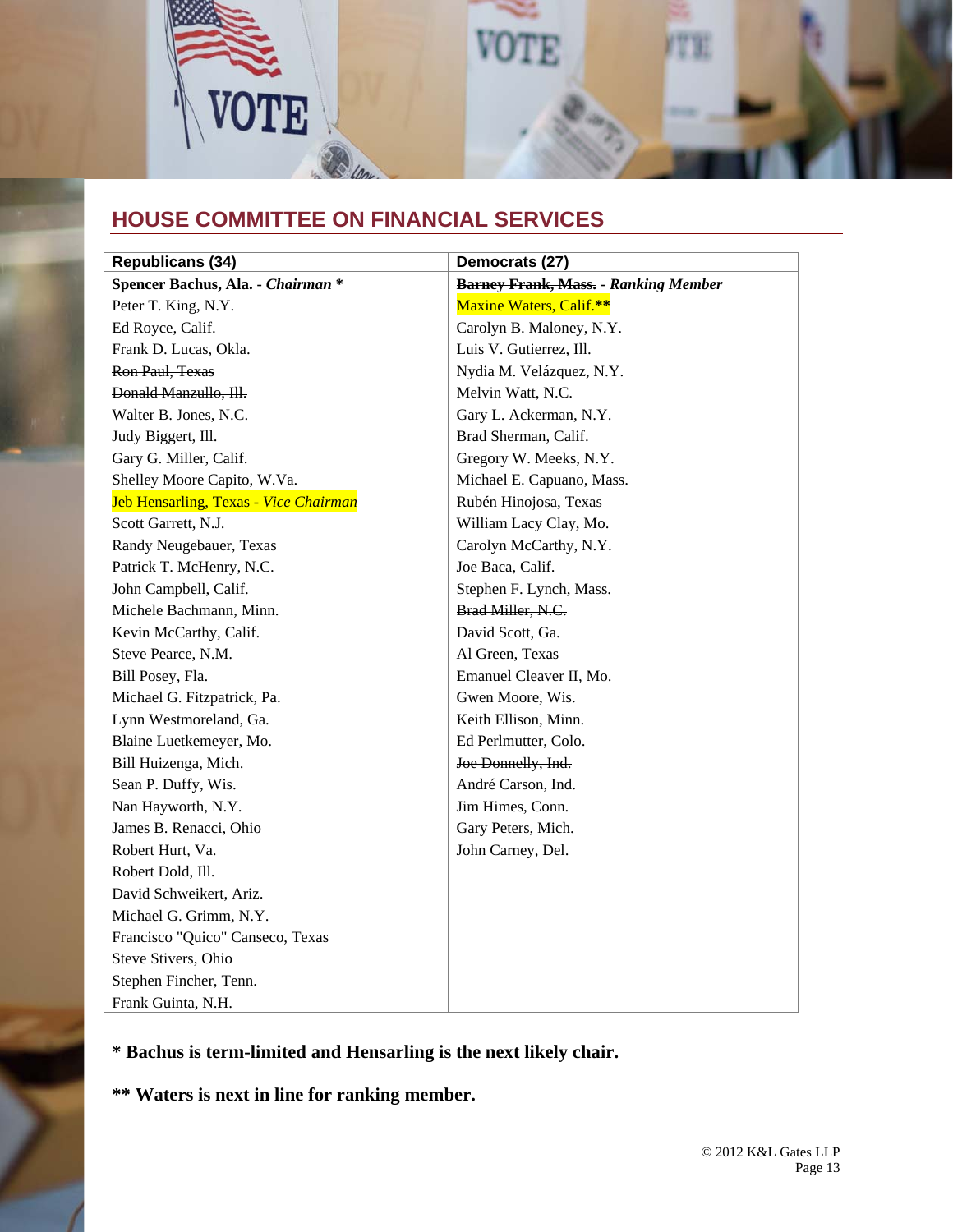## HOUSE COMMITTEE ON FINANCIAL SERVICES

| Republicans (34) | Democrats (27) |
|---|---|
| **Spencer Bachus, Ala. - *Chairman* *** | ~~**Barney Frank, Mass.**~~ **- *Ranking Member*** |
| Peter T. King, N.Y. | Maxine Waters, Calif.** |
| Ed Royce, Calif. | Carolyn B. Maloney, N.Y. |
| Frank D. Lucas, Okla. | Luis V. Gutierrez, Ill. |
| ~~Ron Paul, Texas~~ | Nydia M. Velázquez, N.Y. |
| ~~Donald Manzullo, Ill.~~ | Melvin Watt, N.C. |
| Walter B. Jones, N.C. | ~~Gary L. Ackerman, N.Y.~~ |
| Judy Biggert, Ill. | Brad Sherman, Calif. |
| Gary G. Miller, Calif. | Gregory W. Meeks, N.Y. |
| Shelley Moore Capito, W.Va. | Michael E. Capuano, Mass. |
| Jeb Hensarling, Texas - *Vice Chairman* | Rubén Hinojosa, Texas |
| Scott Garrett, N.J. | William Lacy Clay, Mo. |
| Randy Neugebauer, Texas | Carolyn McCarthy, N.Y. |
| Patrick T. McHenry, N.C. | Joe Baca, Calif. |
| John Campbell, Calif. | Stephen F. Lynch, Mass. |
| Michele Bachmann, Minn. | ~~Brad Miller, N.C.~~ |
| Kevin McCarthy, Calif. | David Scott, Ga. |
| Steve Pearce, N.M. | Al Green, Texas |
| Bill Posey, Fla. | Emanuel Cleaver II, Mo. |
| Michael G. Fitzpatrick, Pa. | Gwen Moore, Wis. |
| Lynn Westmoreland, Ga. | Keith Ellison, Minn. |
| Blaine Luetkemeyer, Mo. | Ed Perlmutter, Colo. |
| Bill Huizenga, Mich. | ~~Joe Donnelly, Ind.~~ |
| Sean P. Duffy, Wis. | André Carson, Ind. |
| Nan Hayworth, N.Y. | Jim Himes, Conn. |
| James B. Renacci, Ohio | Gary Peters, Mich. |
| Robert Hurt, Va. | John Carney, Del. |
| Robert Dold, Ill. | |
| David Schweikert, Ariz. | |
| Michael G. Grimm, N.Y. | |
| Francisco "Quico" Canseco, Texas | |
| Steve Stivers, Ohio | |
| Stephen Fincher, Tenn. | |
| Frank Guinta, N.H. | |

**\* Bachus is term-limited and Hensarling is the next likely chair.**

**\*\* Waters is next in line for ranking member.**

© 2012 K&L Gates LLP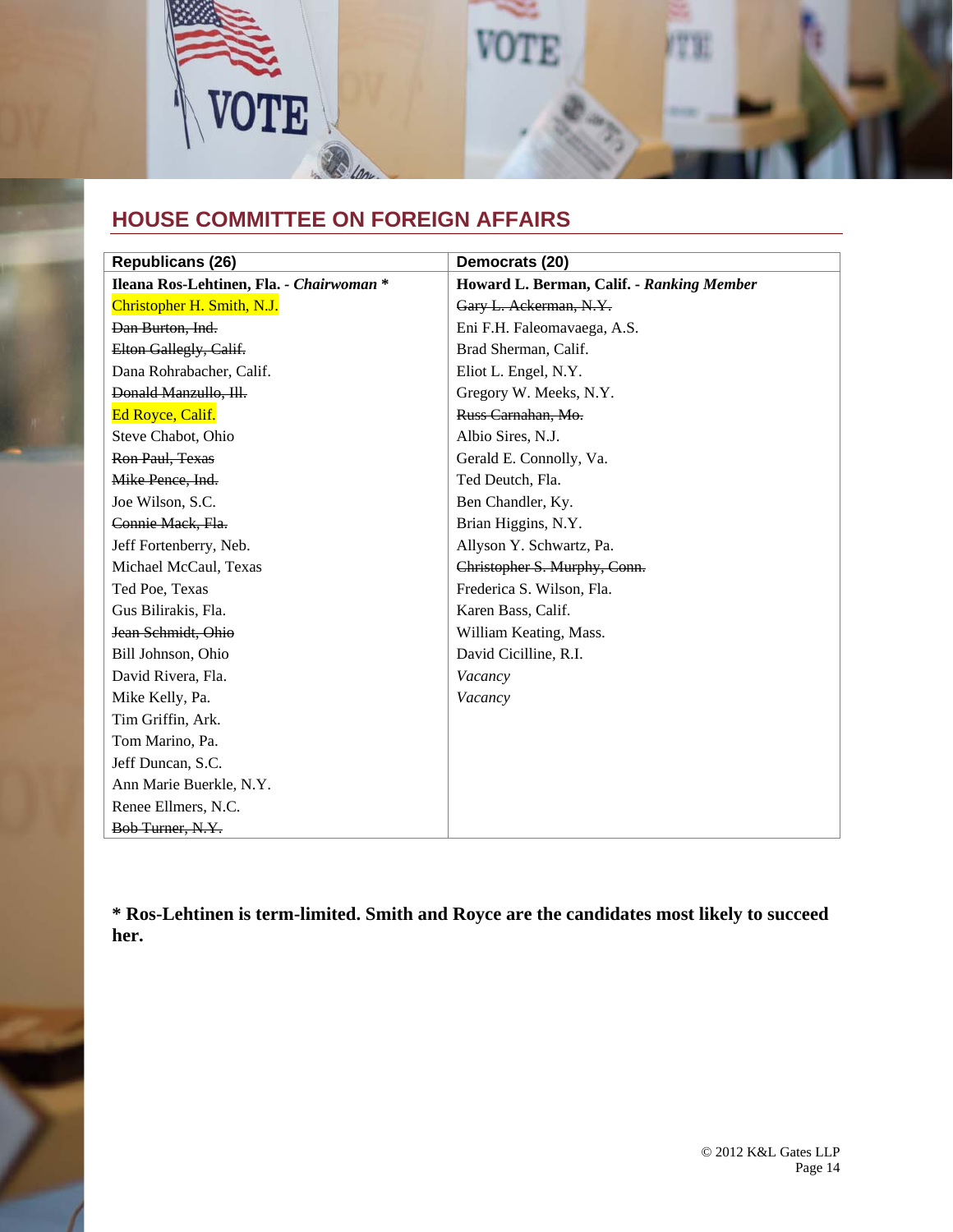## HOUSE COMMITTEE ON FOREIGN AFFAIRS

| Republicans (26) | Democrats (20) |
|---|---|
| **Ileana Ros-Lehtinen, Fla. - *Chairwoman* \*** | **Howard L. Berman, Calif. - *Ranking Member*** |
| Christopher H. Smith, N.J. | ~~Gary L. Ackerman, N.Y.~~ |
| ~~Dan Burton, Ind.~~ | Eni F.H. Faleomavaega, A.S. |
| ~~Elton Gallegly, Calif.~~ | Brad Sherman, Calif. |
| Dana Rohrabacher, Calif. | Eliot L. Engel, N.Y. |
| ~~Donald Manzullo, Ill.~~ | Gregory W. Meeks, N.Y. |
| Ed Royce, Calif. | ~~Russ Carnahan, Mo.~~ |
| Steve Chabot, Ohio | Albio Sires, N.J. |
| ~~Ron Paul, Texas~~ | Gerald E. Connolly, Va. |
| ~~Mike Pence, Ind.~~ | Ted Deutch, Fla. |
| Joe Wilson, S.C. | Ben Chandler, Ky. |
| ~~Connie Mack, Fla.~~ | Brian Higgins, N.Y. |
| Jeff Fortenberry, Neb. | Allyson Y. Schwartz, Pa. |
| Michael McCaul, Texas | ~~Christopher S. Murphy, Conn.~~ |
| Ted Poe, Texas | Frederica S. Wilson, Fla. |
| Gus Bilirakis, Fla. | Karen Bass, Calif. |
| ~~Jean Schmidt, Ohio~~ | William Keating, Mass. |
| Bill Johnson, Ohio | David Cicilline, R.I. |
| David Rivera, Fla. | *Vacancy* |
| Mike Kelly, Pa. | *Vacancy* |
| Tim Griffin, Ark. | |
| Tom Marino, Pa. | |
| Jeff Duncan, S.C. | |
| Ann Marie Buerkle, N.Y. | |
| Renee Ellmers, N.C. | |
| ~~Bob Turner, N.Y.~~ | |

**\* Ros-Lehtinen is term-limited. Smith and Royce are the candidates most likely to succeed her.**

© 2012 K&L Gates LLP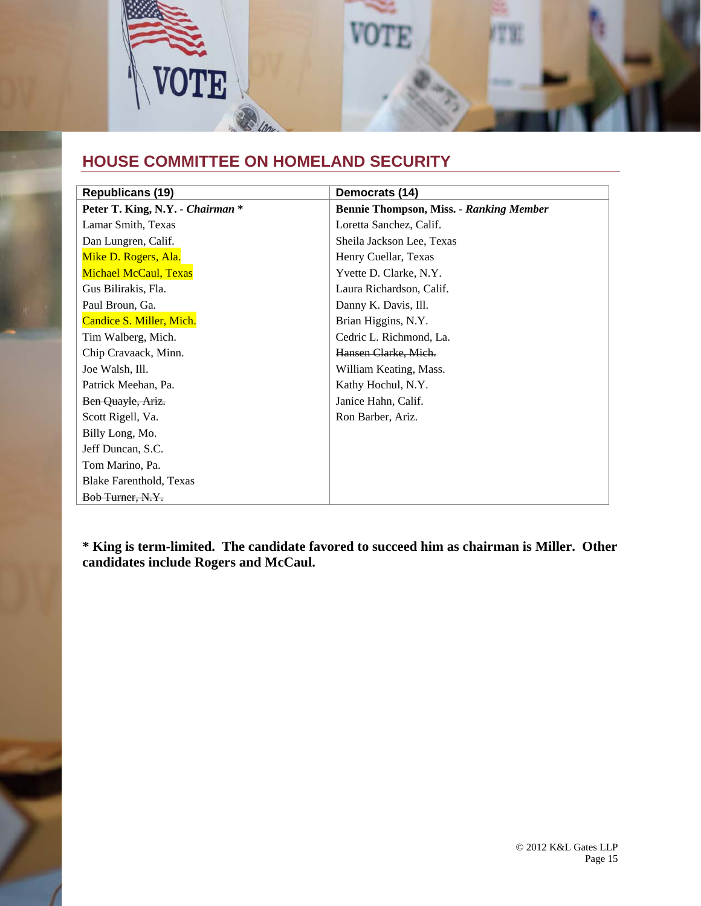## HOUSE COMMITTEE ON HOMELAND SECURITY

| Republicans (19) | Democrats (14) |
|---|---|
| **Peter T. King, N.Y. - *Chairman* *** | **Bennie Thompson, Miss. - *Ranking Member*** |
| Lamar Smith, Texas | Loretta Sanchez, Calif. |
| Dan Lungren, Calif. | Sheila Jackson Lee, Texas |
| Mike D. Rogers, Ala. | Henry Cuellar, Texas |
| Michael McCaul, Texas | Yvette D. Clarke, N.Y. |
| Gus Bilirakis, Fla. | Laura Richardson, Calif. |
| Paul Broun, Ga. | Danny K. Davis, Ill. |
| Candice S. Miller, Mich. | Brian Higgins, N.Y. |
| Tim Walberg, Mich. | Cedric L. Richmond, La. |
| Chip Cravaack, Minn. | ~~Hansen Clarke, Mich.~~ |
| Joe Walsh, Ill. | William Keating, Mass. |
| Patrick Meehan, Pa. | Kathy Hochul, N.Y. |
| ~~Ben Quayle, Ariz.~~ | Janice Hahn, Calif. |
| Scott Rigell, Va. | Ron Barber, Ariz. |
| Billy Long, Mo. | |
| Jeff Duncan, S.C. | |
| Tom Marino, Pa. | |
| Blake Farenthold, Texas | |
| ~~Bob Turner, N.Y.~~ | |

**\* King is term-limited. The candidate favored to succeed him as chairman is Miller. Other candidates include Rogers and McCaul.**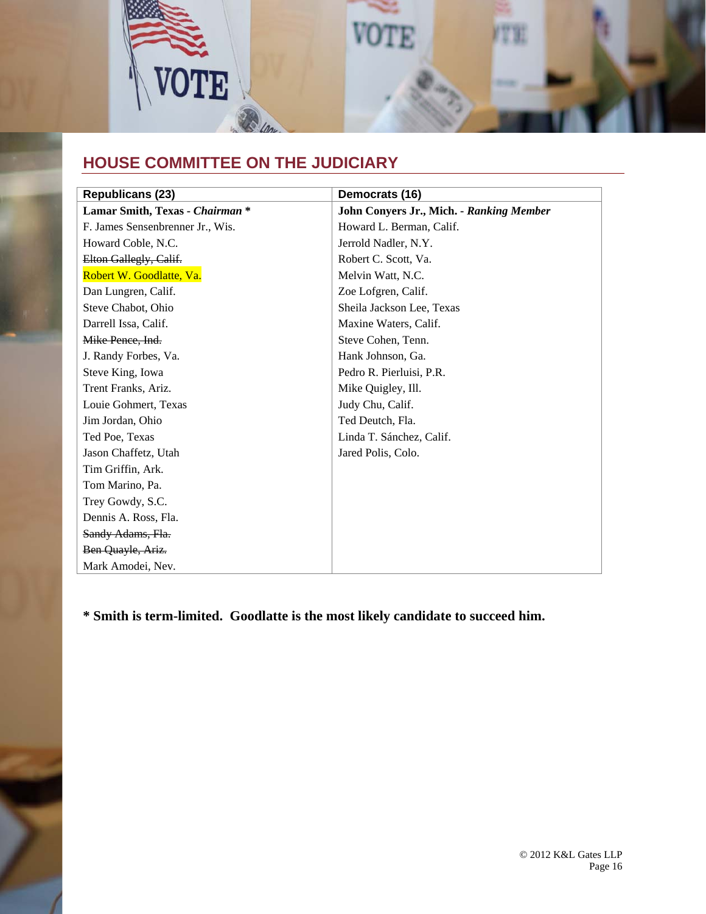## HOUSE COMMITTEE ON THE JUDICIARY

| Republicans (23) | Democrats (16) |
|---|---|
| **Lamar Smith, Texas - *Chairman* *** | **John Conyers Jr., Mich. - *Ranking Member*** |
| F. James Sensenbrenner Jr., Wis. | Howard L. Berman, Calif. |
| Howard Coble, N.C. | Jerrold Nadler, N.Y. |
| ~~Elton Gallegly, Calif.~~ | Robert C. Scott, Va. |
| Robert W. Goodlatte, Va. | Melvin Watt, N.C. |
| Dan Lungren, Calif. | Zoe Lofgren, Calif. |
| Steve Chabot, Ohio | Sheila Jackson Lee, Texas |
| Darrell Issa, Calif. | Maxine Waters, Calif. |
| ~~Mike Pence, Ind.~~ | Steve Cohen, Tenn. |
| J. Randy Forbes, Va. | Hank Johnson, Ga. |
| Steve King, Iowa | Pedro R. Pierluisi, P.R. |
| Trent Franks, Ariz. | Mike Quigley, Ill. |
| Louie Gohmert, Texas | Judy Chu, Calif. |
| Jim Jordan, Ohio | Ted Deutch, Fla. |
| Ted Poe, Texas | Linda T. Sánchez, Calif. |
| Jason Chaffetz, Utah | Jared Polis, Colo. |
| Tim Griffin, Ark. | |
| Tom Marino, Pa. | |
| Trey Gowdy, S.C. | |
| Dennis A. Ross, Fla. | |
| ~~Sandy Adams, Fla.~~ | |
| ~~Ben Quayle, Ariz.~~ | |
| Mark Amodei, Nev. | |

**\* Smith is term-limited. Goodlatte is the most likely candidate to succeed him.**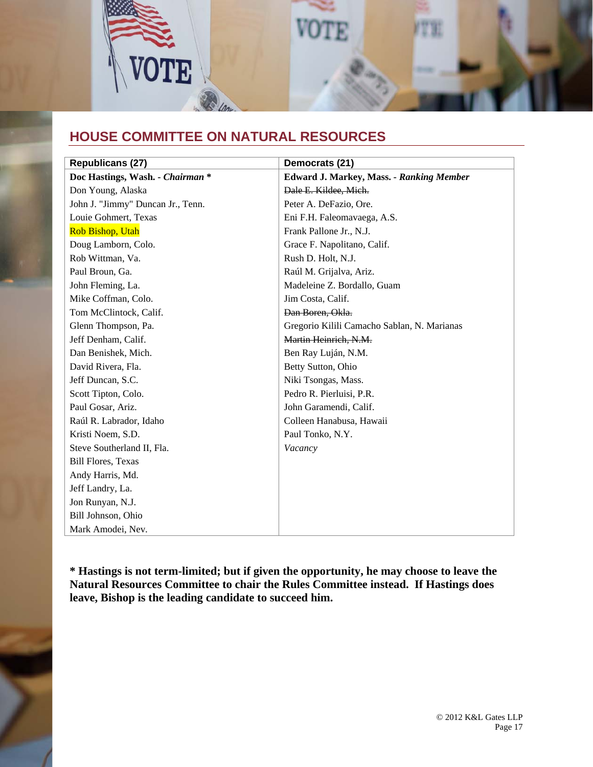## HOUSE COMMITTEE ON NATURAL RESOURCES

| Republicans (27) | Democrats (21) |
|---|---|
| **Doc Hastings, Wash. - *Chairman* *** | **Edward J. Markey, Mass. - *Ranking Member*** |
| Don Young, Alaska | ~~Dale E. Kildee, Mich.~~ |
| John J. "Jimmy" Duncan Jr., Tenn. | Peter A. DeFazio, Ore. |
| Louie Gohmert, Texas | Eni F.H. Faleomavaega, A.S. |
| Rob Bishop, Utah | Frank Pallone Jr., N.J. |
| Doug Lamborn, Colo. | Grace F. Napolitano, Calif. |
| Rob Wittman, Va. | Rush D. Holt, N.J. |
| Paul Broun, Ga. | Raúl M. Grijalva, Ariz. |
| John Fleming, La. | Madeleine Z. Bordallo, Guam |
| Mike Coffman, Colo. | Jim Costa, Calif. |
| Tom McClintock, Calif. | ~~Dan Boren, Okla.~~ |
| Glenn Thompson, Pa. | Gregorio Kilili Camacho Sablan, N. Marianas |
| Jeff Denham, Calif. | ~~Martin Heinrich, N.M.~~ |
| Dan Benishek, Mich. | Ben Ray Luján, N.M. |
| David Rivera, Fla. | Betty Sutton, Ohio |
| Jeff Duncan, S.C. | Niki Tsongas, Mass. |
| Scott Tipton, Colo. | Pedro R. Pierluisi, P.R. |
| Paul Gosar, Ariz. | John Garamendi, Calif. |
| Raúl R. Labrador, Idaho | Colleen Hanabusa, Hawaii |
| Kristi Noem, S.D. | Paul Tonko, N.Y. |
| Steve Southerland II, Fla. | *Vacancy* |
| Bill Flores, Texas | |
| Andy Harris, Md. | |
| Jeff Landry, La. | |
| Jon Runyan, N.J. | |
| Bill Johnson, Ohio | |
| Mark Amodei, Nev. | |

**\* Hastings is not term-limited; but if given the opportunity, he may choose to leave the Natural Resources Committee to chair the Rules Committee instead. If Hastings does leave, Bishop is the leading candidate to succeed him.**

© 2012 K&L Gates LLP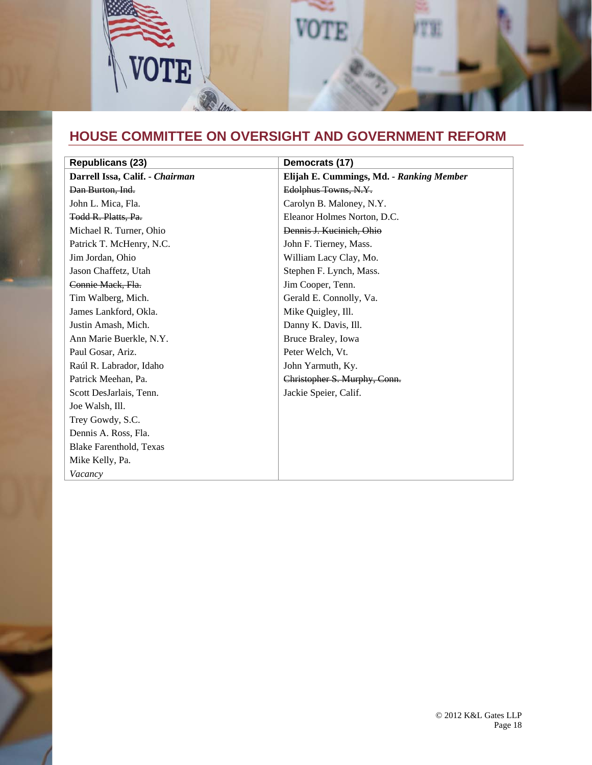## HOUSE COMMITTEE ON OVERSIGHT AND GOVERNMENT REFORM

| Republicans (23) | Democrats (17) |
|---|---|
| **Darrell Issa, Calif. - *Chairman*** | **Elijah E. Cummings, Md. - *Ranking Member*** |
| ~~Dan Burton, Ind.~~ | ~~Edolphus Towns, N.Y.~~ |
| John L. Mica, Fla. | Carolyn B. Maloney, N.Y. |
| ~~Todd R. Platts, Pa.~~ | Eleanor Holmes Norton, D.C. |
| Michael R. Turner, Ohio | ~~Dennis J. Kucinich, Ohio~~ |
| Patrick T. McHenry, N.C. | John F. Tierney, Mass. |
| Jim Jordan, Ohio | William Lacy Clay, Mo. |
| Jason Chaffetz, Utah | Stephen F. Lynch, Mass. |
| ~~Connie Mack, Fla.~~ | Jim Cooper, Tenn. |
| Tim Walberg, Mich. | Gerald E. Connolly, Va. |
| James Lankford, Okla. | Mike Quigley, Ill. |
| Justin Amash, Mich. | Danny K. Davis, Ill. |
| Ann Marie Buerkle, N.Y. | Bruce Braley, Iowa |
| Paul Gosar, Ariz. | Peter Welch, Vt. |
| Raúl R. Labrador, Idaho | John Yarmuth, Ky. |
| Patrick Meehan, Pa. | ~~Christopher S. Murphy, Conn.~~ |
| Scott DesJarlais, Tenn. | Jackie Speier, Calif. |
| Joe Walsh, Ill. | |
| Trey Gowdy, S.C. | |
| Dennis A. Ross, Fla. | |
| Blake Farenthold, Texas | |
| Mike Kelly, Pa. | |
| *Vacancy* | |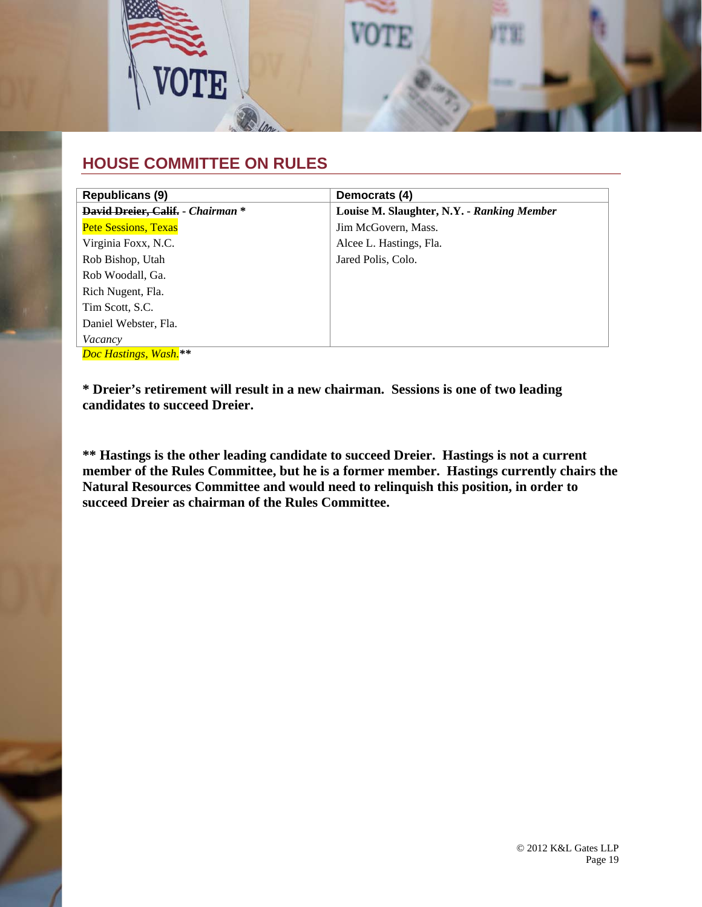## HOUSE COMMITTEE ON RULES

| Republicans (9) | Democrats (4) |
|---|---|
| ~~**David Dreier, Calif.**~~ - ***Chairman*** ***** | **Louise M. Slaughter, N.Y. -** ***Ranking Member*** |
| Pete Sessions, Texas | Jim McGovern, Mass. |
| Virginia Foxx, N.C. | Alcee L. Hastings, Fla. |
| Rob Bishop, Utah | Jared Polis, Colo. |
| Rob Woodall, Ga. | |
| Rich Nugent, Fla. | |
| Tim Scott, S.C. | |
| Daniel Webster, Fla. | |
| *Vacancy* | |
| *Doc Hastings, Wash.*** | |

**\* Dreier's retirement will result in a new chairman. Sessions is one of two leading candidates to succeed Dreier.**

**\*\* Hastings is the other leading candidate to succeed Dreier. Hastings is not a current member of the Rules Committee, but he is a former member. Hastings currently chairs the Natural Resources Committee and would need to relinquish this position, in order to succeed Dreier as chairman of the Rules Committee.**

© 2012 K&L Gates LLP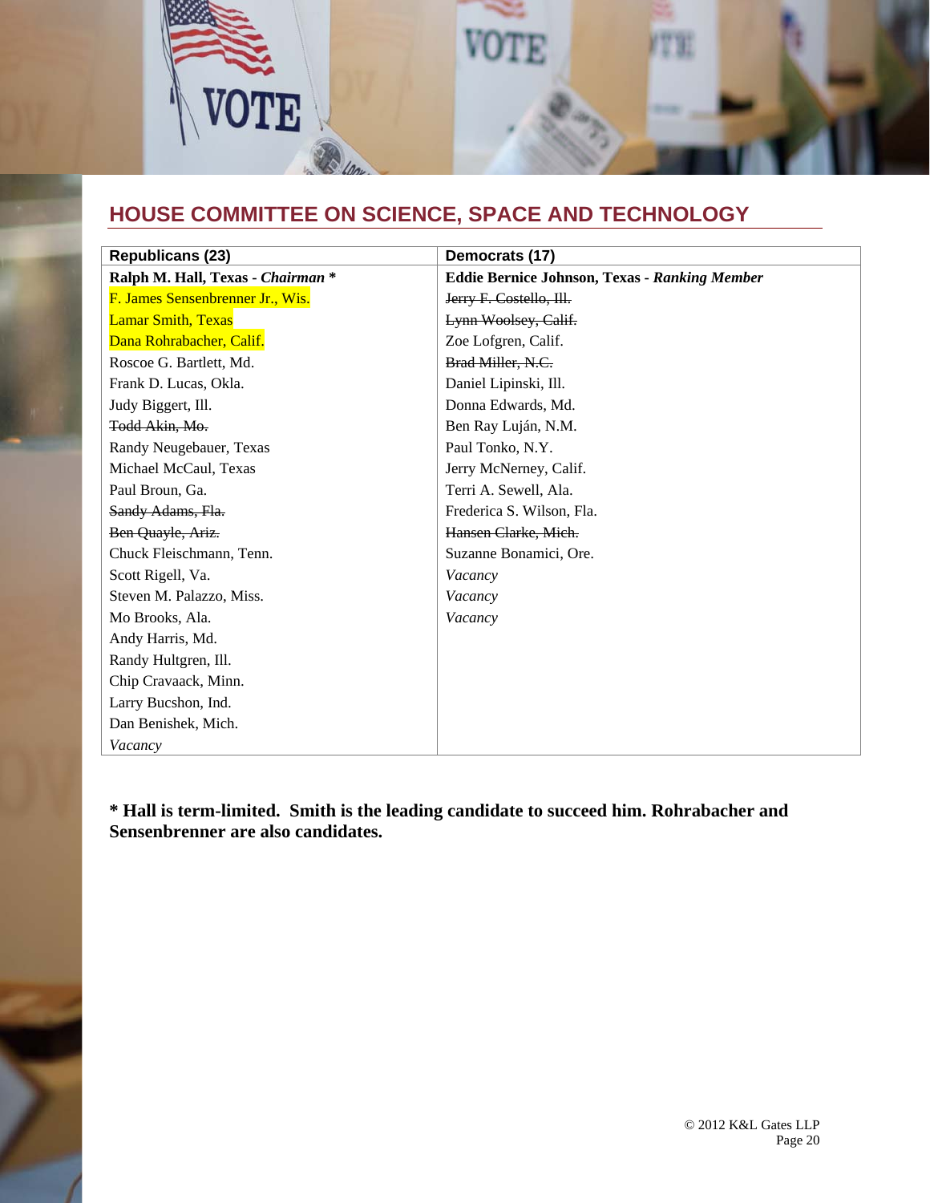## HOUSE COMMITTEE ON SCIENCE, SPACE AND TECHNOLOGY

| Republicans (23) | Democrats (17) |
|---|---|
| **Ralph M. Hall, Texas - *Chairman* \*** | **Eddie Bernice Johnson, Texas - *Ranking Member*** |
| F. James Sensenbrenner Jr., Wis. | ~~Jerry F. Costello, Ill.~~ |
| Lamar Smith, Texas | ~~Lynn Woolsey, Calif.~~ |
| Dana Rohrabacher, Calif. | Zoe Lofgren, Calif. |
| Roscoe G. Bartlett, Md. | ~~Brad Miller, N.C.~~ |
| Frank D. Lucas, Okla. | Daniel Lipinski, Ill. |
| Judy Biggert, Ill. | Donna Edwards, Md. |
| ~~Todd Akin, Mo.~~ | Ben Ray Luján, N.M. |
| Randy Neugebauer, Texas | Paul Tonko, N.Y. |
| Michael McCaul, Texas | Jerry McNerney, Calif. |
| Paul Broun, Ga. | Terri A. Sewell, Ala. |
| ~~Sandy Adams, Fla.~~ | Frederica S. Wilson, Fla. |
| ~~Ben Quayle, Ariz.~~ | ~~Hansen Clarke, Mich.~~ |
| Chuck Fleischmann, Tenn. | Suzanne Bonamici, Ore. |
| Scott Rigell, Va. | *Vacancy* |
| Steven M. Palazzo, Miss. | *Vacancy* |
| Mo Brooks, Ala. | *Vacancy* |
| Andy Harris, Md. | |
| Randy Hultgren, Ill. | |
| Chip Cravaack, Minn. | |
| Larry Bucshon, Ind. | |
| Dan Benishek, Mich. | |
| *Vacancy* | |

**\* Hall is term-limited. Smith is the leading candidate to succeed him. Rohrabacher and Sensenbrenner are also candidates.**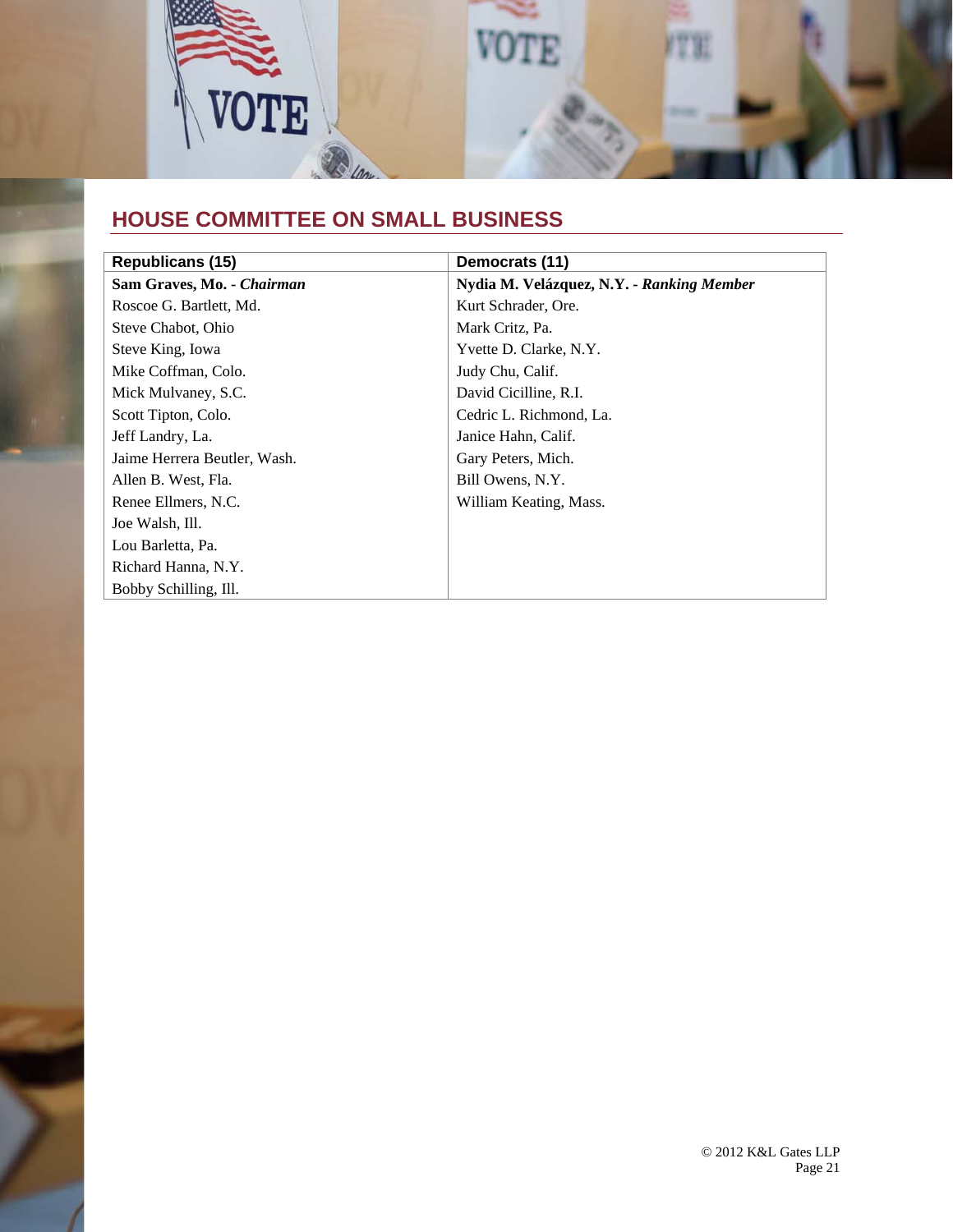## HOUSE COMMITTEE ON SMALL BUSINESS

| Republicans (15) | Democrats (11) |
|---|---|
| **Sam Graves, Mo. - *Chairman*** | **Nydia M. Velázquez, N.Y. - *Ranking Member*** |
| Roscoe G. Bartlett, Md. | Kurt Schrader, Ore. |
| Steve Chabot, Ohio | Mark Critz, Pa. |
| Steve King, Iowa | Yvette D. Clarke, N.Y. |
| Mike Coffman, Colo. | Judy Chu, Calif. |
| Mick Mulvaney, S.C. | David Cicilline, R.I. |
| Scott Tipton, Colo. | Cedric L. Richmond, La. |
| Jeff Landry, La. | Janice Hahn, Calif. |
| Jaime Herrera Beutler, Wash. | Gary Peters, Mich. |
| Allen B. West, Fla. | Bill Owens, N.Y. |
| Renee Ellmers, N.C. | William Keating, Mass. |
| Joe Walsh, Ill. | |
| Lou Barletta, Pa. | |
| Richard Hanna, N.Y. | |
| Bobby Schilling, Ill. | |

© 2012 K&L Gates LLP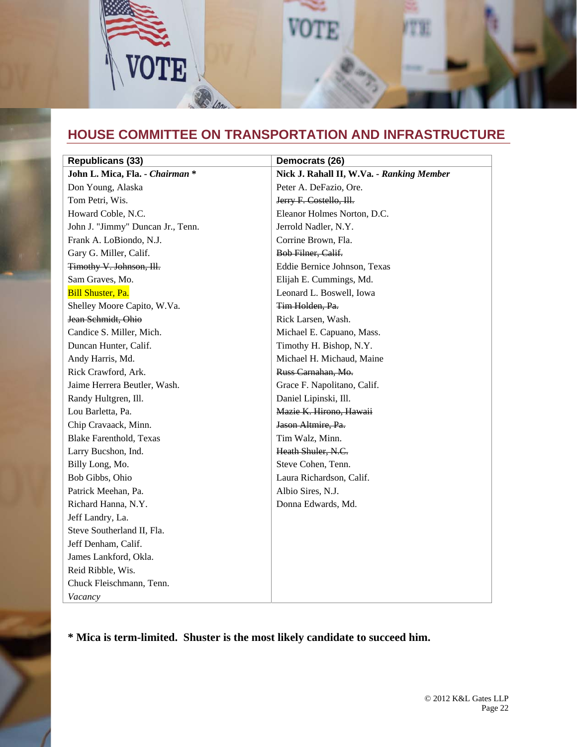## HOUSE COMMITTEE ON TRANSPORTATION AND INFRASTRUCTURE

| Republicans (33) | Democrats (26) |
|---|---|
| **John L. Mica, Fla. - *Chairman* \*** | **Nick J. Rahall II, W.Va. - *Ranking Member*** |
| Don Young, Alaska | Peter A. DeFazio, Ore. |
| Tom Petri, Wis. | ~~Jerry F. Costello, Ill.~~ |
| Howard Coble, N.C. | Eleanor Holmes Norton, D.C. |
| John J. "Jimmy" Duncan Jr., Tenn. | Jerrold Nadler, N.Y. |
| Frank A. LoBiondo, N.J. | Corrine Brown, Fla. |
| Gary G. Miller, Calif. | ~~Bob Filner, Calif.~~ |
| ~~Timothy V. Johnson, Ill.~~ | Eddie Bernice Johnson, Texas |
| Sam Graves, Mo. | Elijah E. Cummings, Md. |
| Bill Shuster, Pa. | Leonard L. Boswell, Iowa |
| Shelley Moore Capito, W.Va. | ~~Tim Holden, Pa.~~ |
| ~~Jean Schmidt, Ohio~~ | Rick Larsen, Wash. |
| Candice S. Miller, Mich. | Michael E. Capuano, Mass. |
| Duncan Hunter, Calif. | Timothy H. Bishop, N.Y. |
| Andy Harris, Md. | Michael H. Michaud, Maine |
| Rick Crawford, Ark. | ~~Russ Carnahan, Mo.~~ |
| Jaime Herrera Beutler, Wash. | Grace F. Napolitano, Calif. |
| Randy Hultgren, Ill. | Daniel Lipinski, Ill. |
| Lou Barletta, Pa. | ~~Mazie K. Hirono, Hawaii~~ |
| Chip Cravaack, Minn. | ~~Jason Altmire, Pa.~~ |
| Blake Farenthold, Texas | Tim Walz, Minn. |
| Larry Bucshon, Ind. | ~~Heath Shuler, N.C.~~ |
| Billy Long, Mo. | Steve Cohen, Tenn. |
| Bob Gibbs, Ohio | Laura Richardson, Calif. |
| Patrick Meehan, Pa. | Albio Sires, N.J. |
| Richard Hanna, N.Y. | Donna Edwards, Md. |
| Jeff Landry, La. | |
| Steve Southerland II, Fla. | |
| Jeff Denham, Calif. | |
| James Lankford, Okla. | |
| Reid Ribble, Wis. | |
| Chuck Fleischmann, Tenn. | |
| *Vacancy* | |

**\* Mica is term-limited. Shuster is the most likely candidate to succeed him.**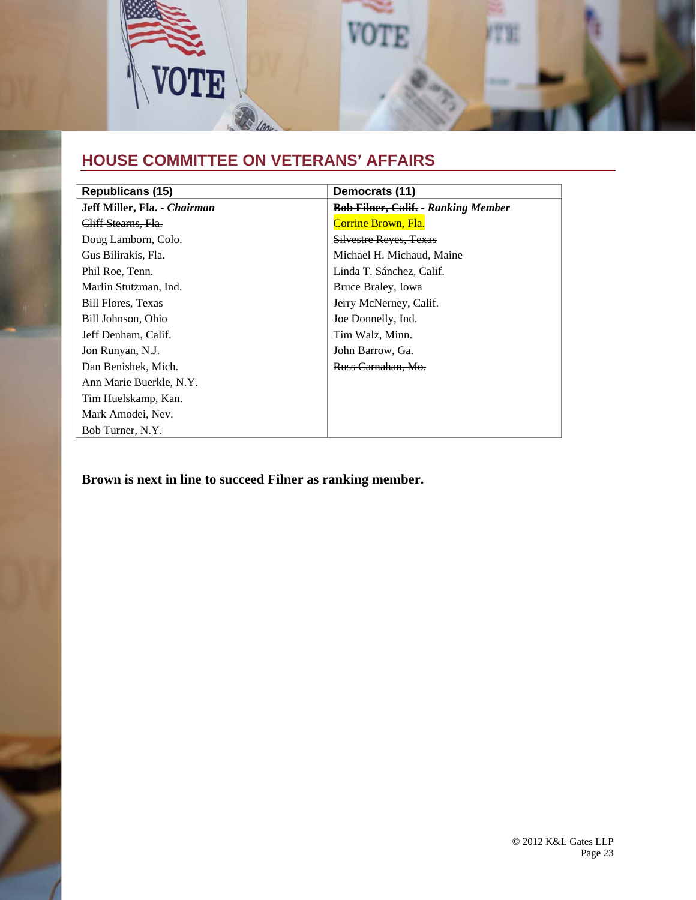## HOUSE COMMITTEE ON VETERANS' AFFAIRS

| Republicans (15) | Democrats (11) |
| --- | --- |
| **Jeff Miller, Fla. - *Chairman*** | **~~Bob Filner, Calif.~~ - *Ranking Member*** |
| ~~Cliff Stearns, Fla.~~ | Corrine Brown, Fla. |
| Doug Lamborn, Colo. | ~~Silvestre Reyes, Texas~~ |
| Gus Bilirakis, Fla. | Michael H. Michaud, Maine |
| Phil Roe, Tenn. | Linda T. Sánchez, Calif. |
| Marlin Stutzman, Ind. | Bruce Braley, Iowa |
| Bill Flores, Texas | Jerry McNerney, Calif. |
| Bill Johnson, Ohio | ~~Joe Donnelly, Ind.~~ |
| Jeff Denham, Calif. | Tim Walz, Minn. |
| Jon Runyan, N.J. | John Barrow, Ga. |
| Dan Benishek, Mich. | ~~Russ Carnahan, Mo.~~ |
| Ann Marie Buerkle, N.Y. | |
| Tim Huelskamp, Kan. | |
| Mark Amodei, Nev. | |
| ~~Bob Turner, N.Y.~~ | |

**Brown is next in line to succeed Filner as ranking member.**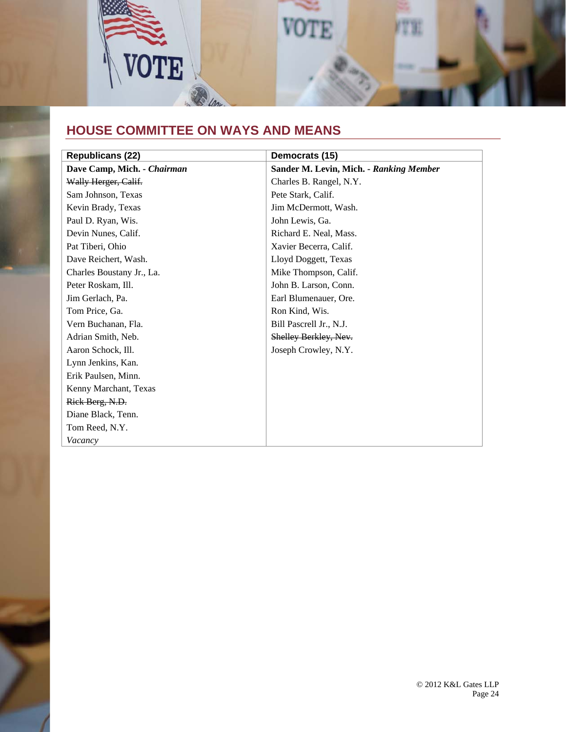## HOUSE COMMITTEE ON WAYS AND MEANS

| Republicans (22) | Democrats (15) |
|---|---|
| **Dave Camp, Mich. - *Chairman*** | **Sander M. Levin, Mich. - *Ranking Member*** |
| ~~Wally Herger, Calif.~~ | Charles B. Rangel, N.Y. |
| Sam Johnson, Texas | Pete Stark, Calif. |
| Kevin Brady, Texas | Jim McDermott, Wash. |
| Paul D. Ryan, Wis. | John Lewis, Ga. |
| Devin Nunes, Calif. | Richard E. Neal, Mass. |
| Pat Tiberi, Ohio | Xavier Becerra, Calif. |
| Dave Reichert, Wash. | Lloyd Doggett, Texas |
| Charles Boustany Jr., La. | Mike Thompson, Calif. |
| Peter Roskam, Ill. | John B. Larson, Conn. |
| Jim Gerlach, Pa. | Earl Blumenauer, Ore. |
| Tom Price, Ga. | Ron Kind, Wis. |
| Vern Buchanan, Fla. | Bill Pascrell Jr., N.J. |
| Adrian Smith, Neb. | ~~Shelley Berkley, Nev.~~ |
| Aaron Schock, Ill. | Joseph Crowley, N.Y. |
| Lynn Jenkins, Kan. | |
| Erik Paulsen, Minn. | |
| Kenny Marchant, Texas | |
| ~~Rick Berg, N.D.~~ | |
| Diane Black, Tenn. | |
| Tom Reed, N.Y. | |
| *Vacancy* | |

© 2012 K&L Gates LLP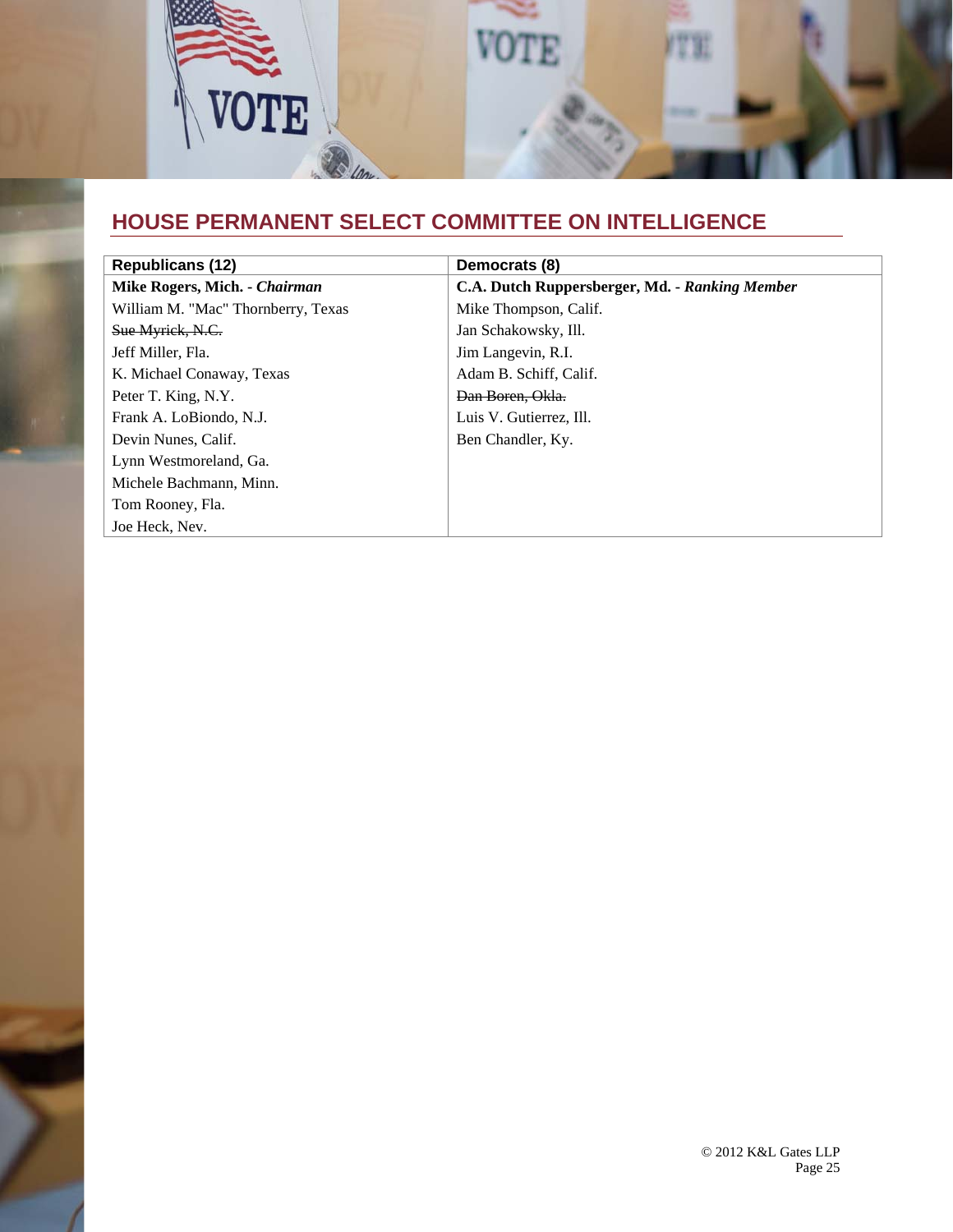## HOUSE PERMANENT SELECT COMMITTEE ON INTELLIGENCE

| Republicans (12) | Democrats (8) |
|---|---|
| **Mike Rogers, Mich. - *Chairman*** | **C.A. Dutch Ruppersberger, Md. - *Ranking Member*** |
| William M. "Mac" Thornberry, Texas | Mike Thompson, Calif. |
| ~~Sue Myrick, N.C.~~ | Jan Schakowsky, Ill. |
| Jeff Miller, Fla. | Jim Langevin, R.I. |
| K. Michael Conaway, Texas | Adam B. Schiff, Calif. |
| Peter T. King, N.Y. | ~~Dan Boren, Okla.~~ |
| Frank A. LoBiondo, N.J. | Luis V. Gutierrez, Ill. |
| Devin Nunes, Calif. | Ben Chandler, Ky. |
| Lynn Westmoreland, Ga. | |
| Michele Bachmann, Minn. | |
| Tom Rooney, Fla. | |
| Joe Heck, Nev. | |

© 2012 K&L Gates LLP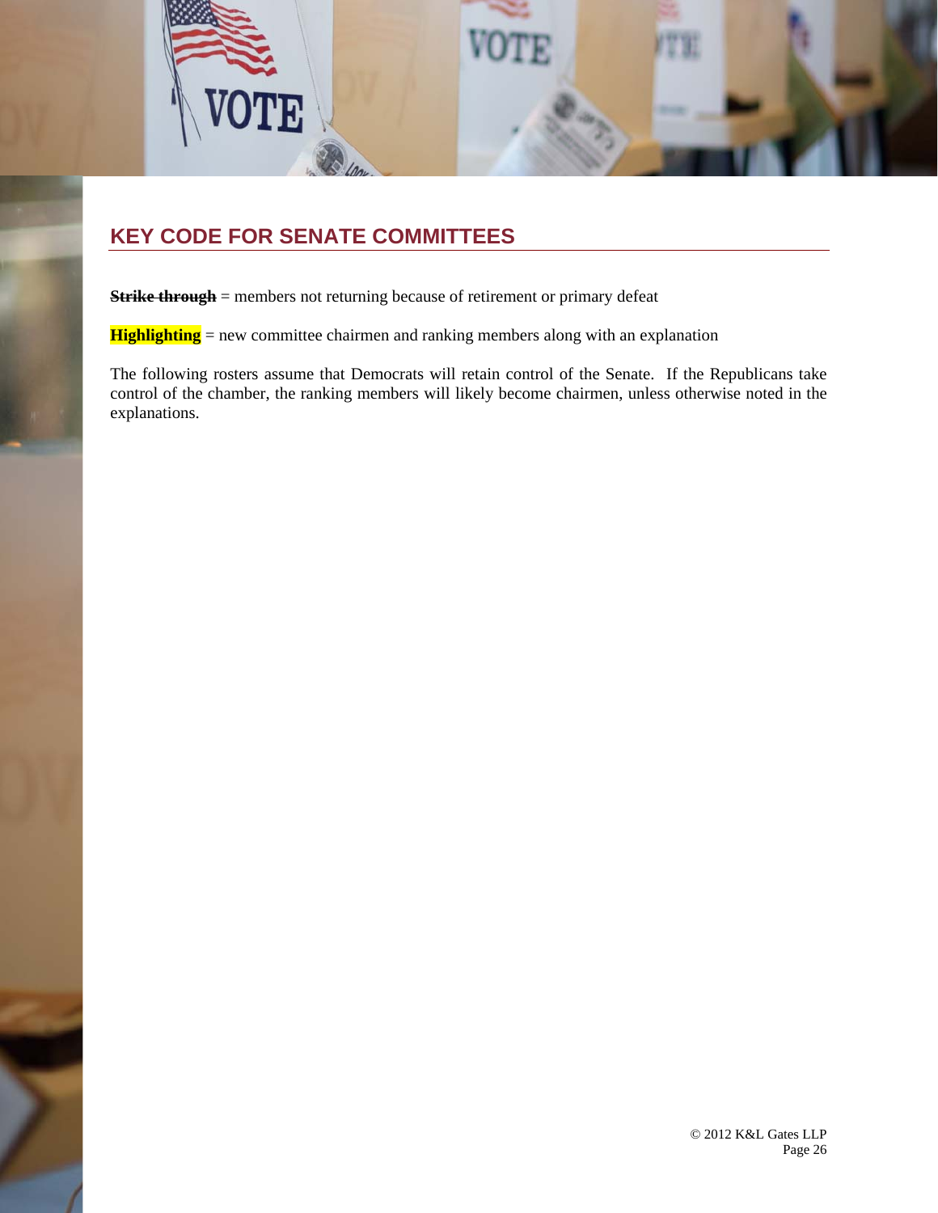## KEY CODE FOR SENATE COMMITTEES

**~~Strike through~~** = members not returning because of retirement or primary defeat

**Highlighting** = new committee chairmen and ranking members along with an explanation

The following rosters assume that Democrats will retain control of the Senate. If the Republicans take control of the chamber, the ranking members will likely become chairmen, unless otherwise noted in the explanations.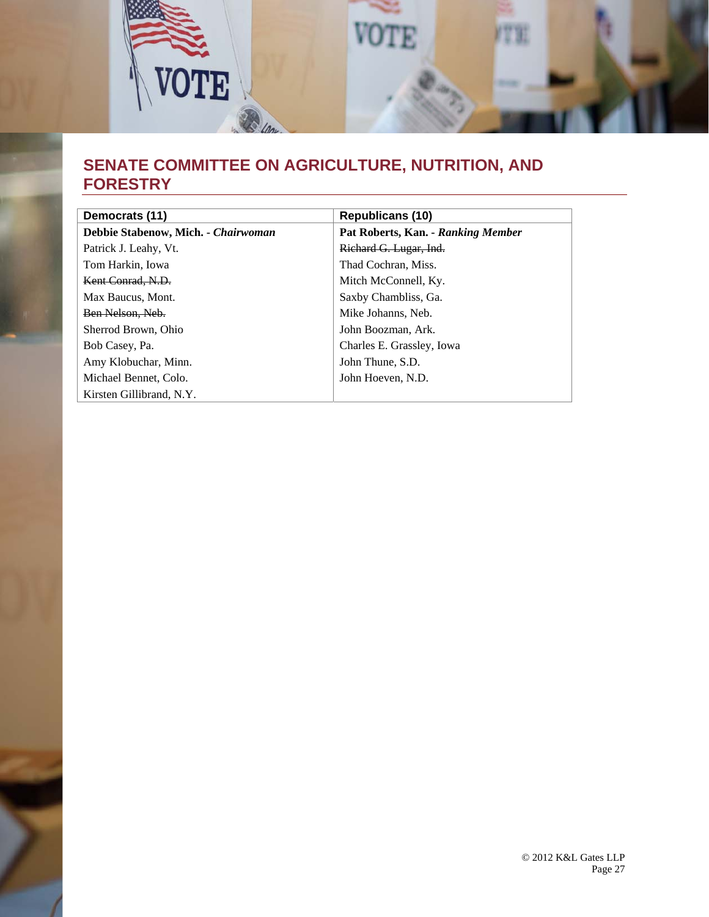## SENATE COMMITTEE ON AGRICULTURE, NUTRITION, AND FORESTRY

| Democrats (11) | Republicans (10) |
|---|---|
| **Debbie Stabenow, Mich. - *Chairwoman*** | **Pat Roberts, Kan. - *Ranking Member*** |
| Patrick J. Leahy, Vt. | ~~Richard G. Lugar, Ind.~~ |
| Tom Harkin, Iowa | Thad Cochran, Miss. |
| ~~Kent Conrad, N.D.~~ | Mitch McConnell, Ky. |
| Max Baucus, Mont. | Saxby Chambliss, Ga. |
| ~~Ben Nelson, Neb.~~ | Mike Johanns, Neb. |
| Sherrod Brown, Ohio | John Boozman, Ark. |
| Bob Casey, Pa. | Charles E. Grassley, Iowa |
| Amy Klobuchar, Minn. | John Thune, S.D. |
| Michael Bennet, Colo. | John Hoeven, N.D. |
| Kirsten Gillibrand, N.Y. | |

© 2012 K&L Gates LLP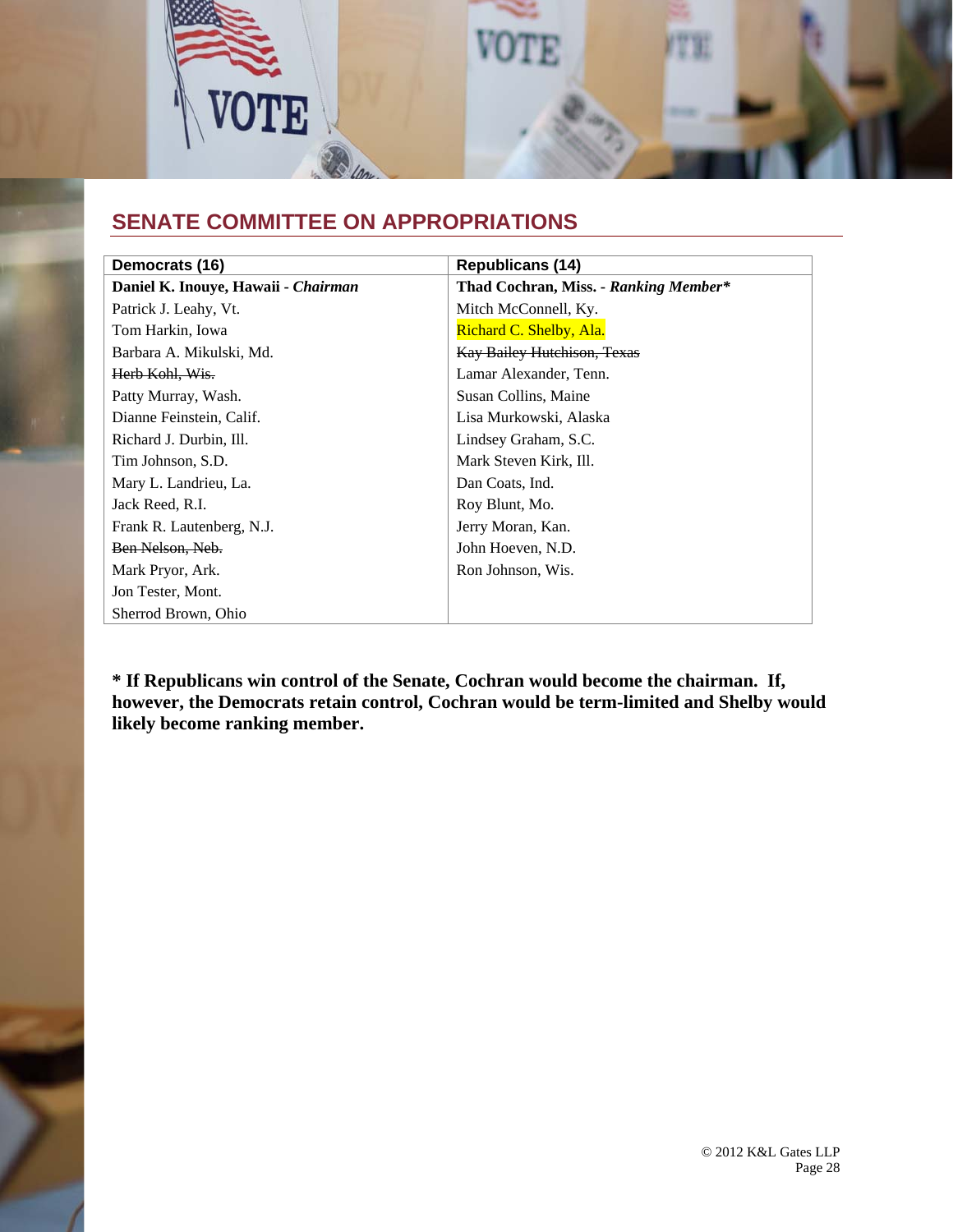## SENATE COMMITTEE ON APPROPRIATIONS

| Democrats (16) | Republicans (14) |
|---|---|
| **Daniel K. Inouye, Hawaii - *Chairman*** | **Thad Cochran, Miss. - *Ranking Member**** |
| Patrick J. Leahy, Vt. | Mitch McConnell, Ky. |
| Tom Harkin, Iowa | Richard C. Shelby, Ala. |
| Barbara A. Mikulski, Md. | ~~Kay Bailey Hutchison, Texas~~ |
| ~~Herb Kohl, Wis.~~ | Lamar Alexander, Tenn. |
| Patty Murray, Wash. | Susan Collins, Maine |
| Dianne Feinstein, Calif. | Lisa Murkowski, Alaska |
| Richard J. Durbin, Ill. | Lindsey Graham, S.C. |
| Tim Johnson, S.D. | Mark Steven Kirk, Ill. |
| Mary L. Landrieu, La. | Dan Coats, Ind. |
| Jack Reed, R.I. | Roy Blunt, Mo. |
| Frank R. Lautenberg, N.J. | Jerry Moran, Kan. |
| ~~Ben Nelson, Neb.~~ | John Hoeven, N.D. |
| Mark Pryor, Ark. | Ron Johnson, Wis. |
| Jon Tester, Mont. | |
| Sherrod Brown, Ohio | |

**\* If Republicans win control of the Senate, Cochran would become the chairman. If, however, the Democrats retain control, Cochran would be term-limited and Shelby would likely become ranking member.**

© 2012 K&L Gates LLP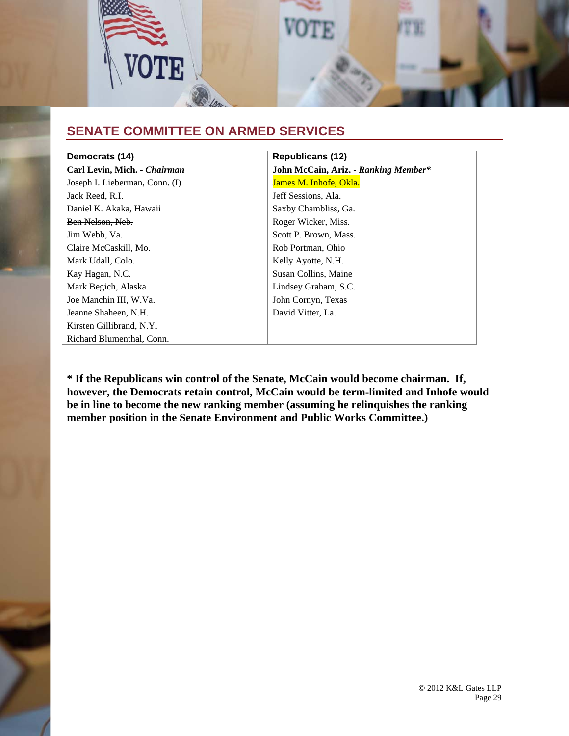## SENATE COMMITTEE ON ARMED SERVICES

| Democrats (14) | Republicans (12) |
|---|---|
| **Carl Levin, Mich. -** ***Chairman*** | **John McCain, Ariz. -** ***Ranking Member**** |
| ~~Joseph I. Lieberman, Conn. (I)~~ | James M. Inhofe, Okla. |
| Jack Reed, R.I. | Jeff Sessions, Ala. |
| ~~Daniel K. Akaka, Hawaii~~ | Saxby Chambliss, Ga. |
| ~~Ben Nelson, Neb.~~ | Roger Wicker, Miss. |
| ~~Jim Webb, Va.~~ | Scott P. Brown, Mass. |
| Claire McCaskill, Mo. | Rob Portman, Ohio |
| Mark Udall, Colo. | Kelly Ayotte, N.H. |
| Kay Hagan, N.C. | Susan Collins, Maine |
| Mark Begich, Alaska | Lindsey Graham, S.C. |
| Joe Manchin III, W.Va. | John Cornyn, Texas |
| Jeanne Shaheen, N.H. | David Vitter, La. |
| Kirsten Gillibrand, N.Y. | |
| Richard Blumenthal, Conn. | |

**\* If the Republicans win control of the Senate, McCain would become chairman. If, however, the Democrats retain control, McCain would be term-limited and Inhofe would be in line to become the new ranking member (assuming he relinquishes the ranking member position in the Senate Environment and Public Works Committee.)**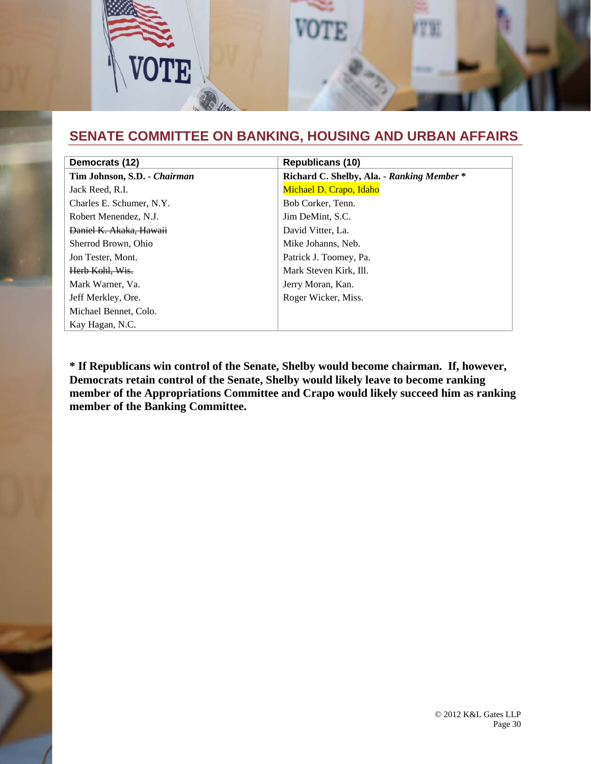## SENATE COMMITTEE ON BANKING, HOUSING AND URBAN AFFAIRS

| Democrats (12) | Republicans (10) |
|---|---|
| **Tim Johnson, S.D. - *Chairman*** | **Richard C. Shelby, Ala. - *Ranking Member* *** |
| Jack Reed, R.I. | Michael D. Crapo, Idaho |
| Charles E. Schumer, N.Y. | Bob Corker, Tenn. |
| Robert Menendez, N.J. | Jim DeMint, S.C. |
| ~~Daniel K. Akaka, Hawaii~~ | David Vitter, La. |
| Sherrod Brown, Ohio | Mike Johanns, Neb. |
| Jon Tester, Mont. | Patrick J. Toomey, Pa. |
| ~~Herb Kohl, Wis.~~ | Mark Steven Kirk, Ill. |
| Mark Warner, Va. | Jerry Moran, Kan. |
| Jeff Merkley, Ore. | Roger Wicker, Miss. |
| Michael Bennet, Colo. | |
| Kay Hagan, N.C. | |

**\* If Republicans win control of the Senate, Shelby would become chairman. If, however, Democrats retain control of the Senate, Shelby would likely leave to become ranking member of the Appropriations Committee and Crapo would likely succeed him as ranking member of the Banking Committee.**

© 2012 K&L Gates LLP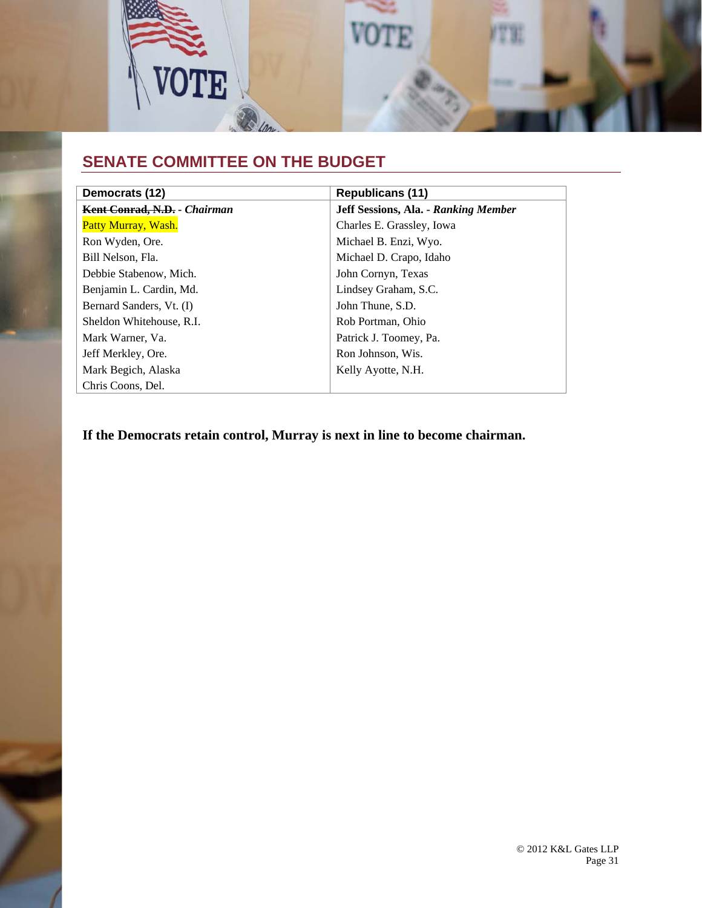## SENATE COMMITTEE ON THE BUDGET

| Democrats (12) | Republicans (11) |
|---|---|
| ~~**Kent Conrad, N.D.**~~ - ***Chairman*** | **Jeff Sessions, Ala. - *Ranking Member*** |
| Patty Murray, Wash. | Charles E. Grassley, Iowa |
| Ron Wyden, Ore. | Michael B. Enzi, Wyo. |
| Bill Nelson, Fla. | Michael D. Crapo, Idaho |
| Debbie Stabenow, Mich. | John Cornyn, Texas |
| Benjamin L. Cardin, Md. | Lindsey Graham, S.C. |
| Bernard Sanders, Vt. (I) | John Thune, S.D. |
| Sheldon Whitehouse, R.I. | Rob Portman, Ohio |
| Mark Warner, Va. | Patrick J. Toomey, Pa. |
| Jeff Merkley, Ore. | Ron Johnson, Wis. |
| Mark Begich, Alaska | Kelly Ayotte, N.H. |
| Chris Coons, Del. | |

**If the Democrats retain control, Murray is next in line to become chairman.**

© 2012 K&L Gates LLP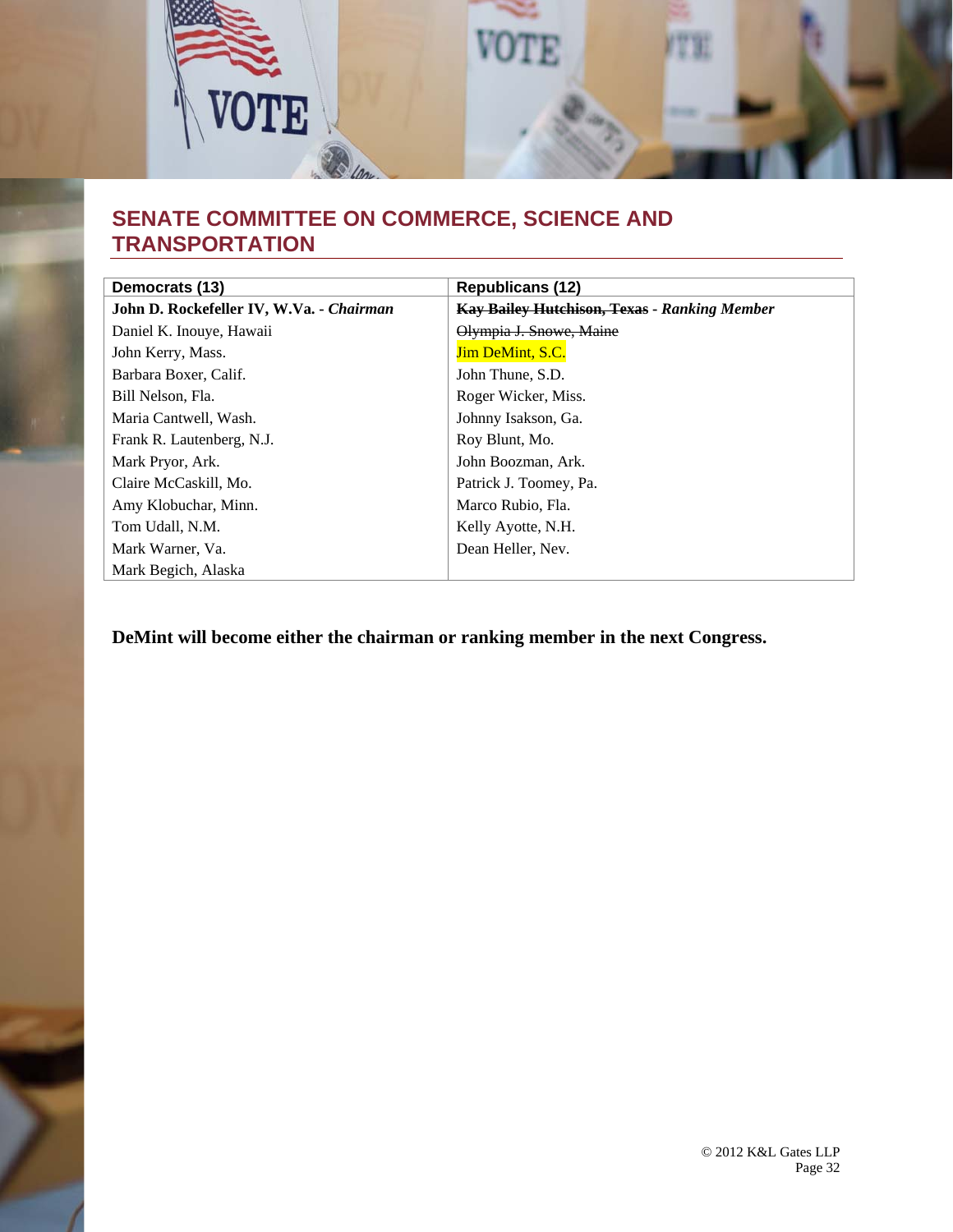## SENATE COMMITTEE ON COMMERCE, SCIENCE AND TRANSPORTATION

| Democrats (13) | Republicans (12) |
|---|---|
| **John D. Rockefeller IV, W.Va. - *Chairman*** | ~~**Kay Bailey Hutchison, Texas**~~ **- *Ranking Member*** |
| Daniel K. Inouye, Hawaii | ~~Olympia J. Snowe, Maine~~ |
| John Kerry, Mass. | Jim DeMint, S.C. |
| Barbara Boxer, Calif. | John Thune, S.D. |
| Bill Nelson, Fla. | Roger Wicker, Miss. |
| Maria Cantwell, Wash. | Johnny Isakson, Ga. |
| Frank R. Lautenberg, N.J. | Roy Blunt, Mo. |
| Mark Pryor, Ark. | John Boozman, Ark. |
| Claire McCaskill, Mo. | Patrick J. Toomey, Pa. |
| Amy Klobuchar, Minn. | Marco Rubio, Fla. |
| Tom Udall, N.M. | Kelly Ayotte, N.H. |
| Mark Warner, Va. | Dean Heller, Nev. |
| Mark Begich, Alaska | |

**DeMint will become either the chairman or ranking member in the next Congress.**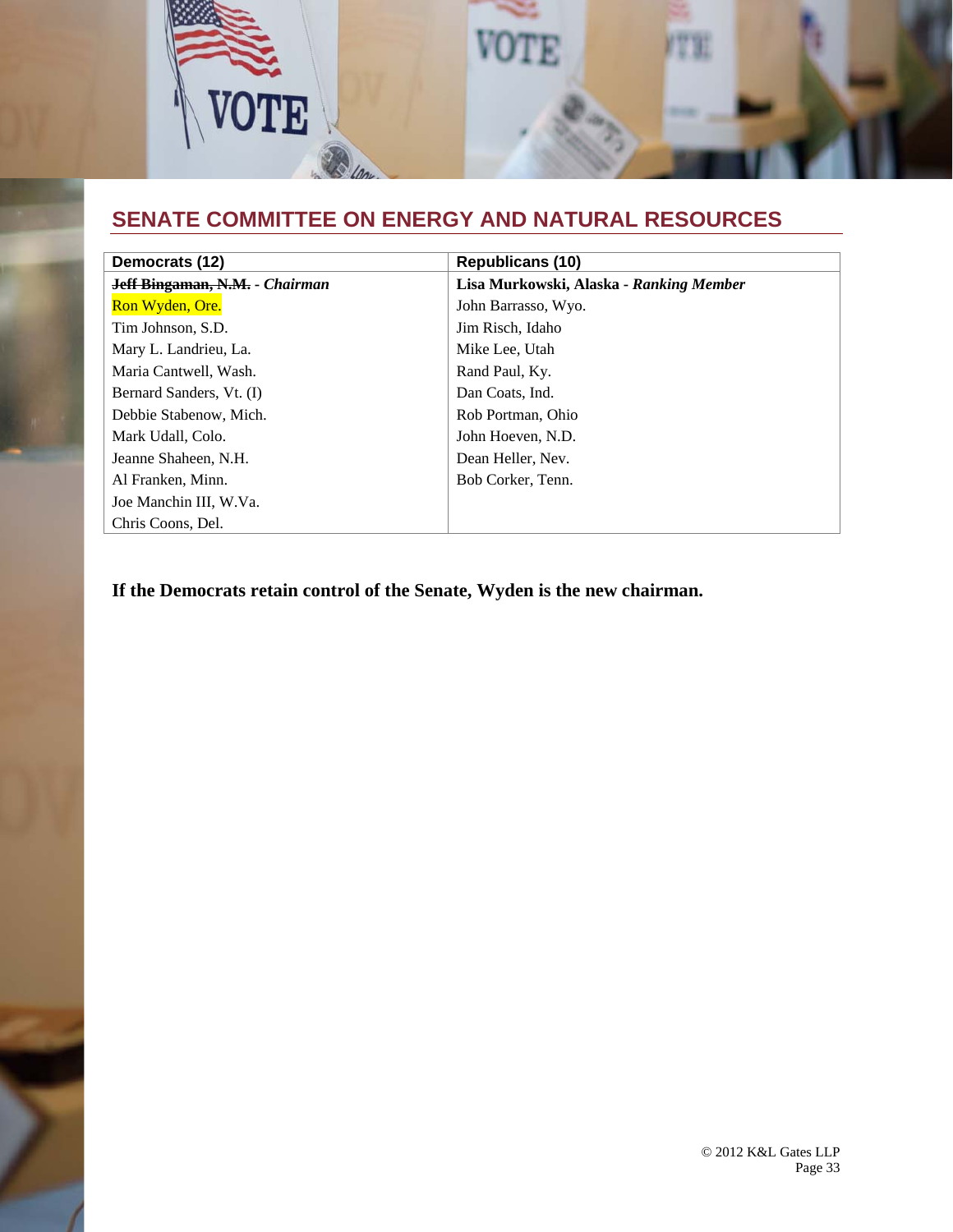## SENATE COMMITTEE ON ENERGY AND NATURAL RESOURCES

| Democrats (12) | Republicans (10) |
|---|---|
| ~~Jeff Bingaman, N.M.~~ - *Chairman* | **Lisa Murkowski, Alaska** - ***Ranking Member*** |
| Ron Wyden, Ore. | John Barrasso, Wyo. |
| Tim Johnson, S.D. | Jim Risch, Idaho |
| Mary L. Landrieu, La. | Mike Lee, Utah |
| Maria Cantwell, Wash. | Rand Paul, Ky. |
| Bernard Sanders, Vt. (I) | Dan Coats, Ind. |
| Debbie Stabenow, Mich. | Rob Portman, Ohio |
| Mark Udall, Colo. | John Hoeven, N.D. |
| Jeanne Shaheen, N.H. | Dean Heller, Nev. |
| Al Franken, Minn. | Bob Corker, Tenn. |
| Joe Manchin III, W.Va. | |
| Chris Coons, Del. | |

**If the Democrats retain control of the Senate, Wyden is the new chairman.**

© 2012 K&L Gates LLP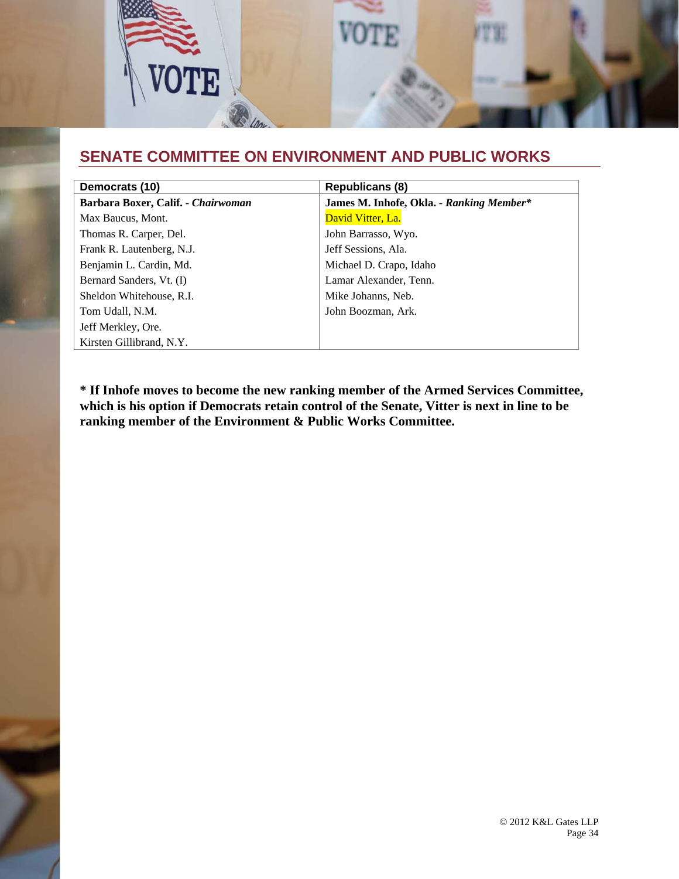## SENATE COMMITTEE ON ENVIRONMENT AND PUBLIC WORKS

| Democrats (10) | Republicans (8) |
|---|---|
| **Barbara Boxer, Calif. -** ***Chairwoman*** | **James M. Inhofe, Okla. -** ***Ranking Member**** |
| Max Baucus, Mont. | David Vitter, La. |
| Thomas R. Carper, Del. | John Barrasso, Wyo. |
| Frank R. Lautenberg, N.J. | Jeff Sessions, Ala. |
| Benjamin L. Cardin, Md. | Michael D. Crapo, Idaho |
| Bernard Sanders, Vt. (I) | Lamar Alexander, Tenn. |
| Sheldon Whitehouse, R.I. | Mike Johanns, Neb. |
| Tom Udall, N.M. | John Boozman, Ark. |
| Jeff Merkley, Ore. | |
| Kirsten Gillibrand, N.Y. | |

**\* If Inhofe moves to become the new ranking member of the Armed Services Committee, which is his option if Democrats retain control of the Senate, Vitter is next in line to be ranking member of the Environment & Public Works Committee.**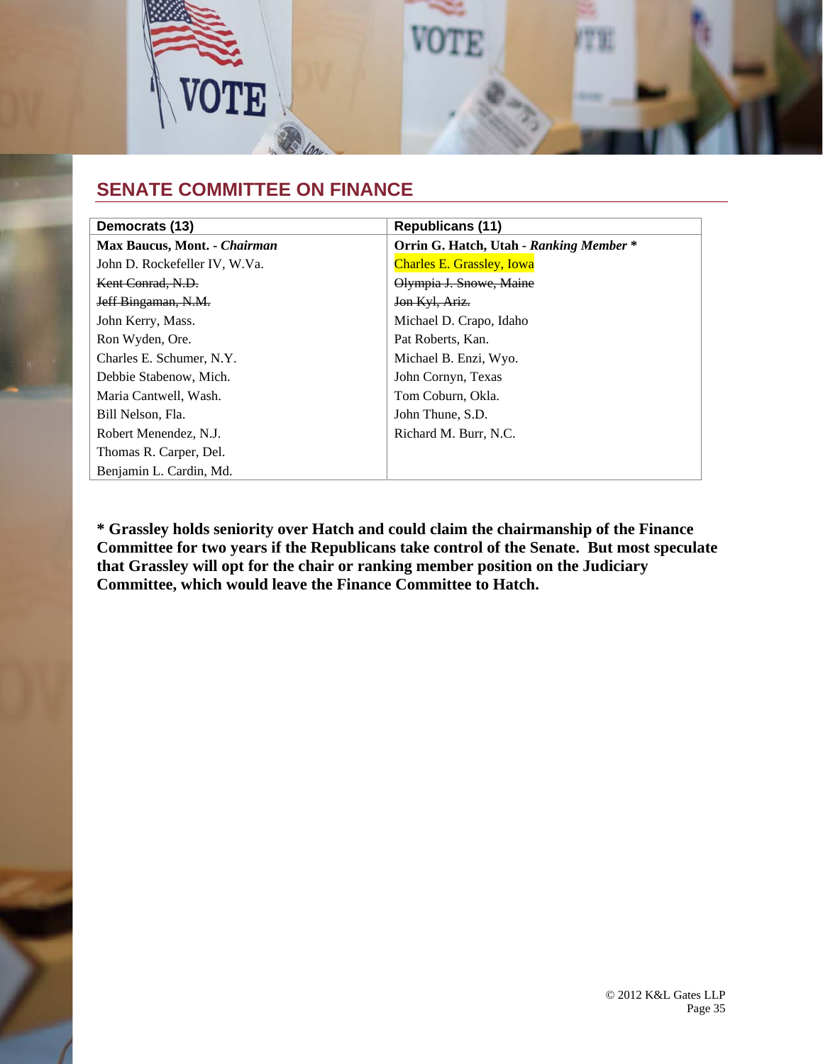## SENATE COMMITTEE ON FINANCE

| Democrats (13) | Republicans (11) |
|---|---|
| **Max Baucus, Mont. - *Chairman*** | **Orrin G. Hatch, Utah - *Ranking Member* *** |
| John D. Rockefeller IV, W.Va. | Charles E. Grassley, Iowa |
| ~~Kent Conrad, N.D.~~ | ~~Olympia J. Snowe, Maine~~ |
| ~~Jeff Bingaman, N.M.~~ | ~~Jon Kyl, Ariz.~~ |
| John Kerry, Mass. | Michael D. Crapo, Idaho |
| Ron Wyden, Ore. | Pat Roberts, Kan. |
| Charles E. Schumer, N.Y. | Michael B. Enzi, Wyo. |
| Debbie Stabenow, Mich. | John Cornyn, Texas |
| Maria Cantwell, Wash. | Tom Coburn, Okla. |
| Bill Nelson, Fla. | John Thune, S.D. |
| Robert Menendez, N.J. | Richard M. Burr, N.C. |
| Thomas R. Carper, Del. | |
| Benjamin L. Cardin, Md. | |

**\* Grassley holds seniority over Hatch and could claim the chairmanship of the Finance Committee for two years if the Republicans take control of the Senate. But most speculate that Grassley will opt for the chair or ranking member position on the Judiciary Committee, which would leave the Finance Committee to Hatch.**

© 2012 K&L Gates LLP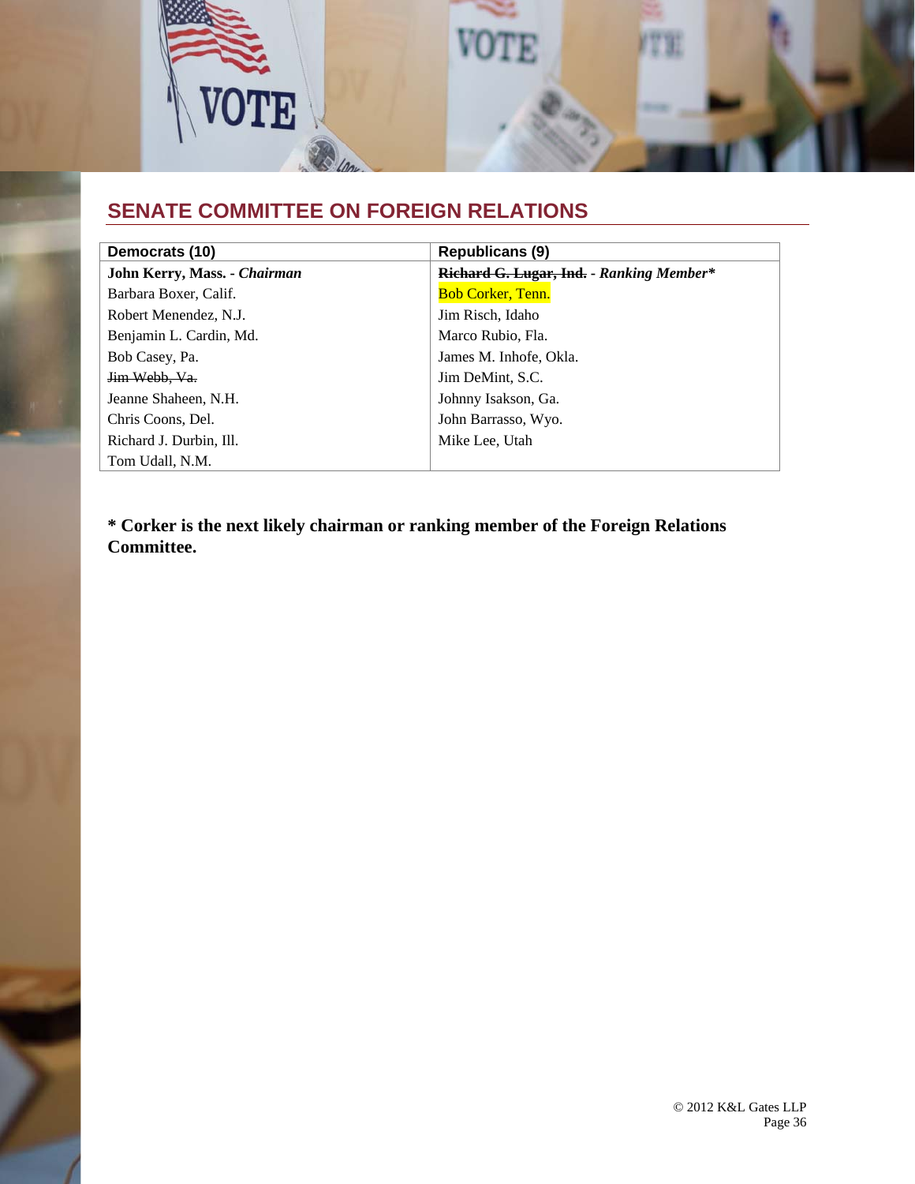## SENATE COMMITTEE ON FOREIGN RELATIONS

| Democrats (10) | Republicans (9) |
|---|---|
| **John Kerry, Mass. - *Chairman*** | **~~Richard G. Lugar, Ind.~~ - *Ranking Member****** |
| Barbara Boxer, Calif. | Bob Corker, Tenn. |
| Robert Menendez, N.J. | Jim Risch, Idaho |
| Benjamin L. Cardin, Md. | Marco Rubio, Fla. |
| Bob Casey, Pa. | James M. Inhofe, Okla. |
| ~~Jim Webb, Va.~~ | Jim DeMint, S.C. |
| Jeanne Shaheen, N.H. | Johnny Isakson, Ga. |
| Chris Coons, Del. | John Barrasso, Wyo. |
| Richard J. Durbin, Ill. | Mike Lee, Utah |
| Tom Udall, N.M. | |

**\* Corker is the next likely chairman or ranking member of the Foreign Relations Committee.**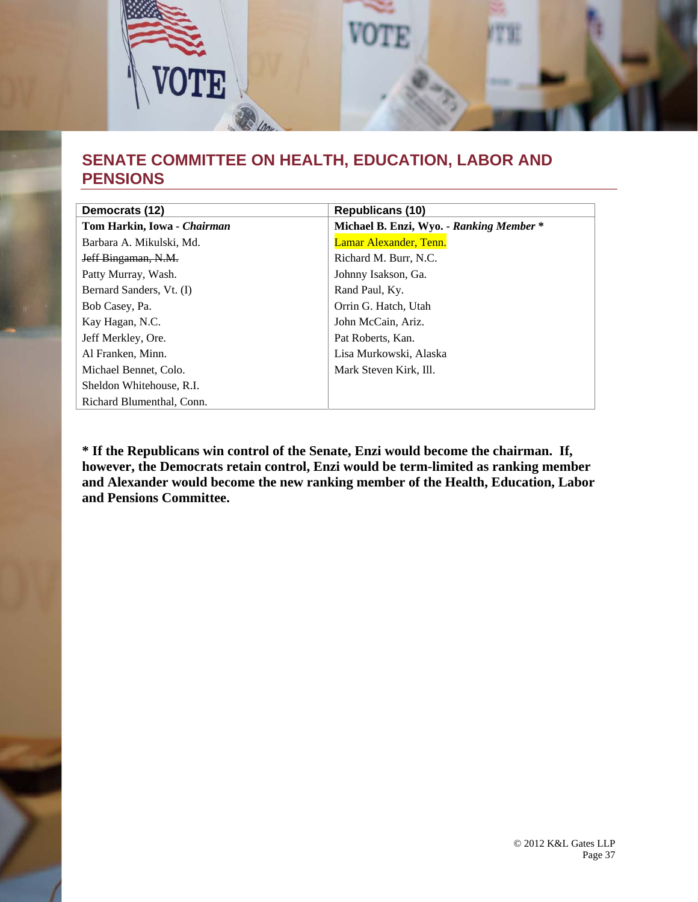## SENATE COMMITTEE ON HEALTH, EDUCATION, LABOR AND PENSIONS

| Democrats (12) | Republicans (10) |
|---|---|
| **Tom Harkin, Iowa - *Chairman*** | **Michael B. Enzi, Wyo. - *Ranking Member* *** |
| Barbara A. Mikulski, Md. | Lamar Alexander, Tenn. |
| ~~Jeff Bingaman, N.M.~~ | Richard M. Burr, N.C. |
| Patty Murray, Wash. | Johnny Isakson, Ga. |
| Bernard Sanders, Vt. (I) | Rand Paul, Ky. |
| Bob Casey, Pa. | Orrin G. Hatch, Utah |
| Kay Hagan, N.C. | John McCain, Ariz. |
| Jeff Merkley, Ore. | Pat Roberts, Kan. |
| Al Franken, Minn. | Lisa Murkowski, Alaska |
| Michael Bennet, Colo. | Mark Steven Kirk, Ill. |
| Sheldon Whitehouse, R.I. | |
| Richard Blumenthal, Conn. | |

**\* If the Republicans win control of the Senate, Enzi would become the chairman. If, however, the Democrats retain control, Enzi would be term-limited as ranking member and Alexander would become the new ranking member of the Health, Education, Labor and Pensions Committee.**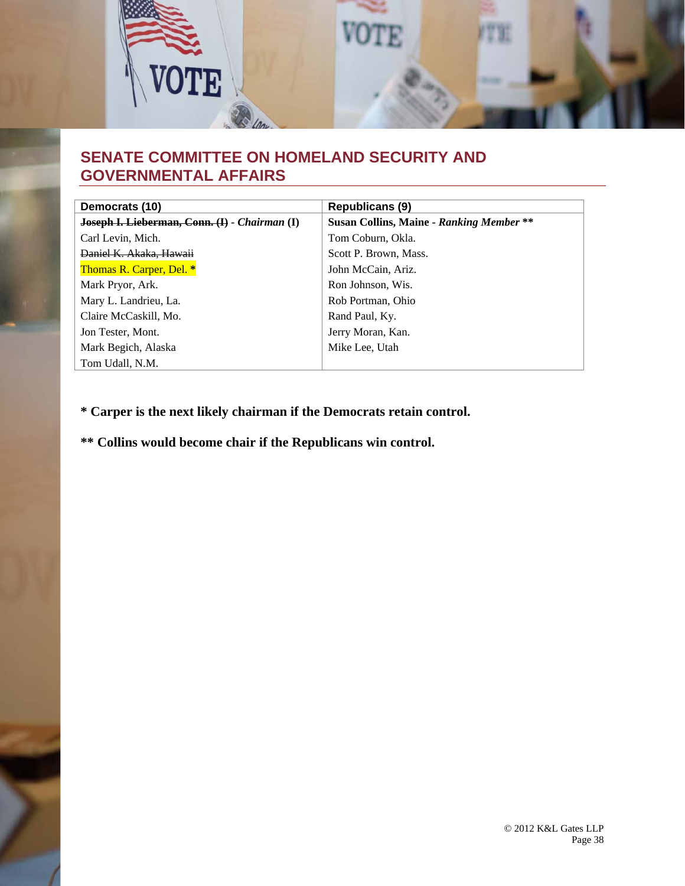## SENATE COMMITTEE ON HOMELAND SECURITY AND GOVERNMENTAL AFFAIRS

| Democrats (10) | Republicans (9) |
|---|---|
| ~~**Joseph I. Lieberman, Conn. (I)**~~ **-** ***Chairman*** **(I)** | **Susan Collins, Maine -** ***Ranking Member*** **\*\*** |
| Carl Levin, Mich. | Tom Coburn, Okla. |
| ~~Daniel K. Akaka, Hawaii~~ | Scott P. Brown, Mass. |
| Thomas R. Carper, Del. * | John McCain, Ariz. |
| Mark Pryor, Ark. | Ron Johnson, Wis. |
| Mary L. Landrieu, La. | Rob Portman, Ohio |
| Claire McCaskill, Mo. | Rand Paul, Ky. |
| Jon Tester, Mont. | Jerry Moran, Kan. |
| Mark Begich, Alaska | Mike Lee, Utah |
| Tom Udall, N.M. | |

**\* Carper is the next likely chairman if the Democrats retain control.**

**\*\* Collins would become chair if the Republicans win control.**

© 2012 K&L Gates LLP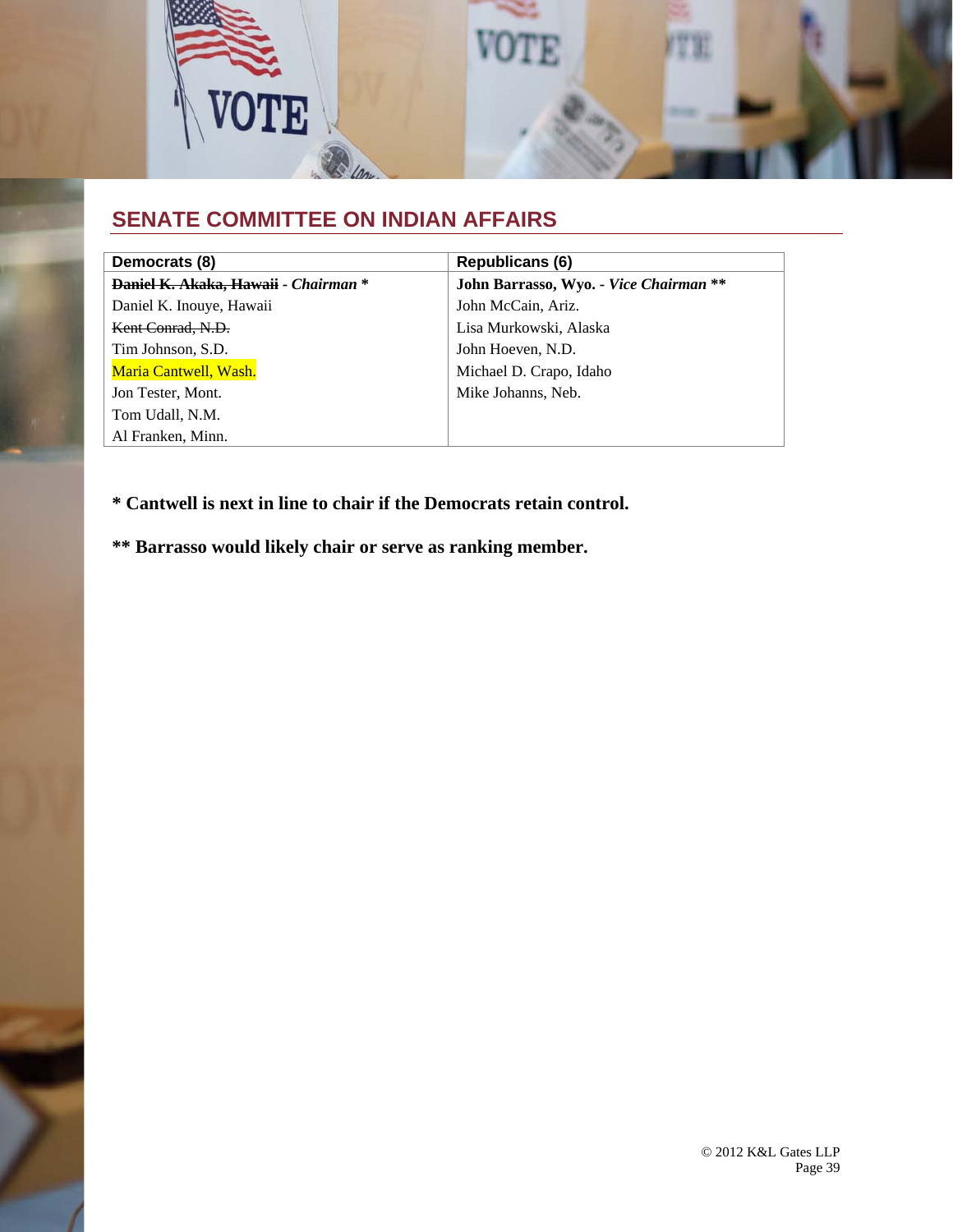## SENATE COMMITTEE ON INDIAN AFFAIRS

| Democrats (8) | Republicans (6) |
|---|---|
| ~~**Daniel K. Akaka, Hawaii**~~ - ***Chairman*** **\*** | **John Barrasso, Wyo. -** ***Vice Chairman*** **\*\*** |
| Daniel K. Inouye, Hawaii | John McCain, Ariz. |
| ~~Kent Conrad, N.D.~~ | Lisa Murkowski, Alaska |
| Tim Johnson, S.D. | John Hoeven, N.D. |
| Maria Cantwell, Wash. | Michael D. Crapo, Idaho |
| Jon Tester, Mont. | Mike Johanns, Neb. |
| Tom Udall, N.M. | |
| Al Franken, Minn. | |

**\* Cantwell is next in line to chair if the Democrats retain control.**

**\*\* Barrasso would likely chair or serve as ranking member.**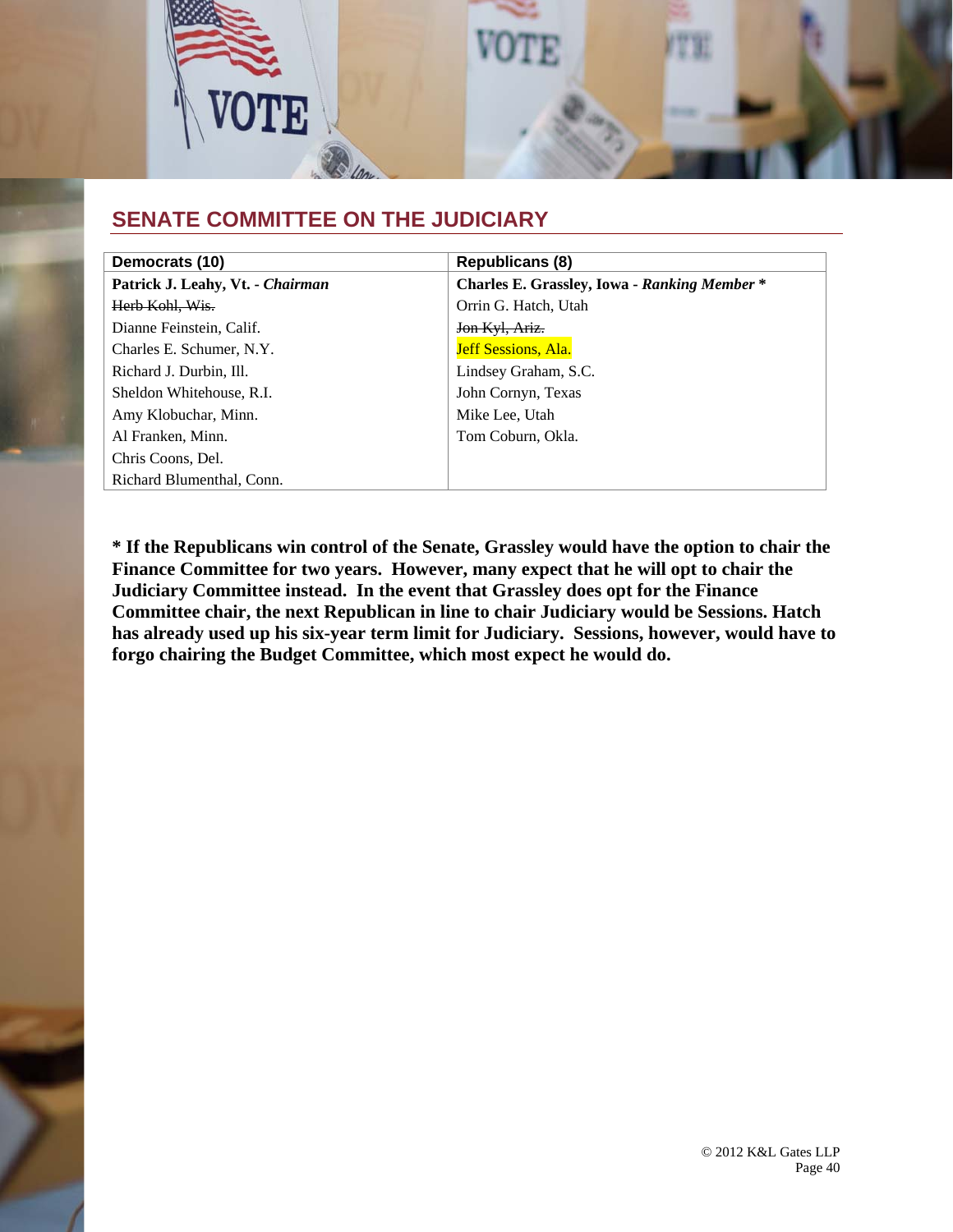## SENATE COMMITTEE ON THE JUDICIARY

| Democrats (10) | Republicans (8) |
|---|---|
| **Patrick J. Leahy, Vt. - *Chairman*** | **Charles E. Grassley, Iowa - *Ranking Member* *** |
| ~~Herb Kohl, Wis.~~ | Orrin G. Hatch, Utah |
| Dianne Feinstein, Calif. | ~~Jon Kyl, Ariz.~~ |
| Charles E. Schumer, N.Y. | Jeff Sessions, Ala. |
| Richard J. Durbin, Ill. | Lindsey Graham, S.C. |
| Sheldon Whitehouse, R.I. | John Cornyn, Texas |
| Amy Klobuchar, Minn. | Mike Lee, Utah |
| Al Franken, Minn. | Tom Coburn, Okla. |
| Chris Coons, Del. | |
| Richard Blumenthal, Conn. | |

**\* If the Republicans win control of the Senate, Grassley would have the option to chair the Finance Committee for two years. However, many expect that he will opt to chair the Judiciary Committee instead. In the event that Grassley does opt for the Finance Committee chair, the next Republican in line to chair Judiciary would be Sessions. Hatch has already used up his six-year term limit for Judiciary. Sessions, however, would have to forgo chairing the Budget Committee, which most expect he would do.**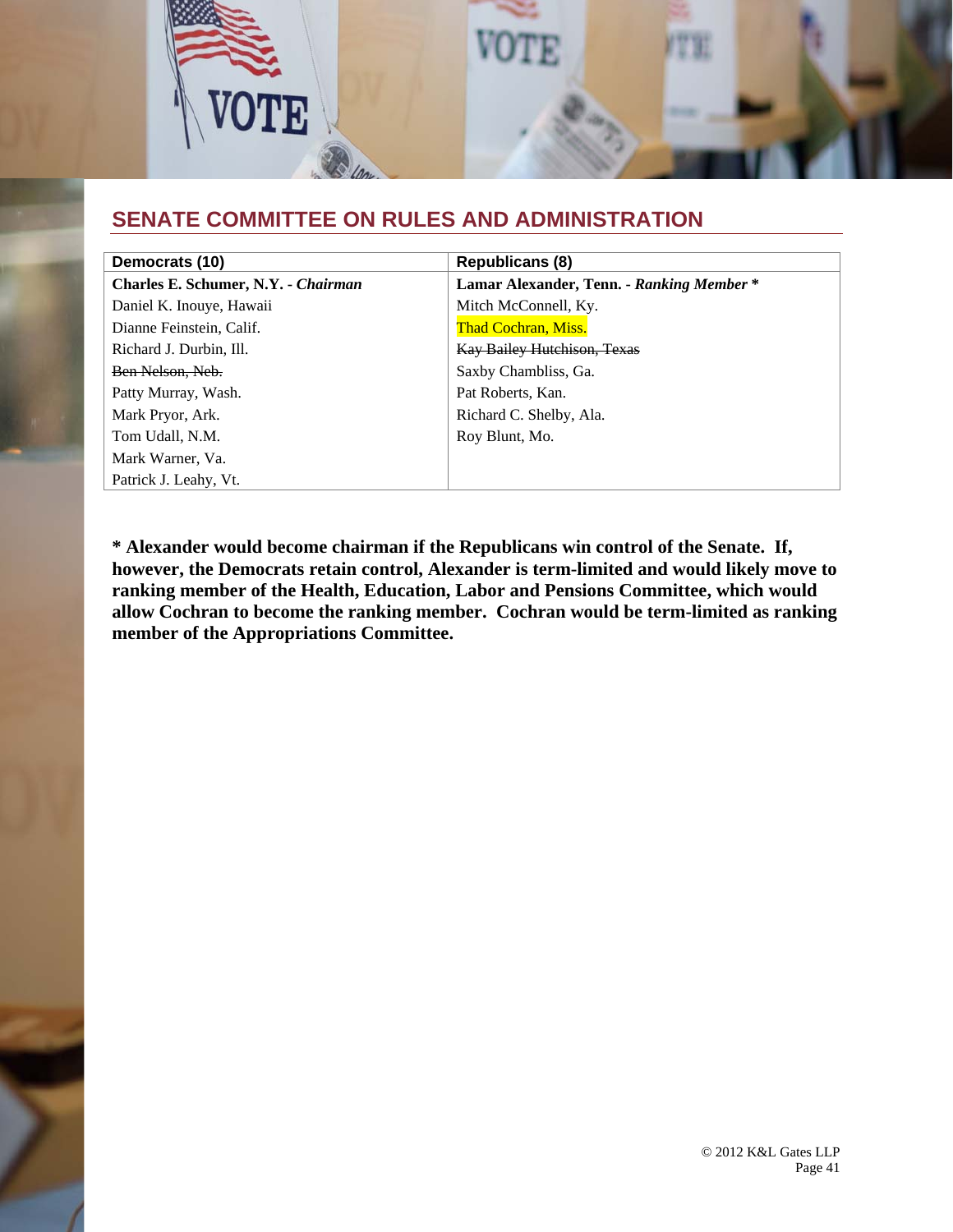## SENATE COMMITTEE ON RULES AND ADMINISTRATION

| Democrats (10) | Republicans (8) |
|---|---|
| **Charles E. Schumer, N.Y. - *Chairman*** | **Lamar Alexander, Tenn. - *Ranking Member* *** |
| Daniel K. Inouye, Hawaii | Mitch McConnell, Ky. |
| Dianne Feinstein, Calif. | Thad Cochran, Miss. |
| Richard J. Durbin, Ill. | ~~Kay Bailey Hutchison, Texas~~ |
| ~~Ben Nelson, Neb.~~ | Saxby Chambliss, Ga. |
| Patty Murray, Wash. | Pat Roberts, Kan. |
| Mark Pryor, Ark. | Richard C. Shelby, Ala. |
| Tom Udall, N.M. | Roy Blunt, Mo. |
| Mark Warner, Va. | |
| Patrick J. Leahy, Vt. | |

**\* Alexander would become chairman if the Republicans win control of the Senate. If, however, the Democrats retain control, Alexander is term-limited and would likely move to ranking member of the Health, Education, Labor and Pensions Committee, which would allow Cochran to become the ranking member. Cochran would be term-limited as ranking member of the Appropriations Committee.**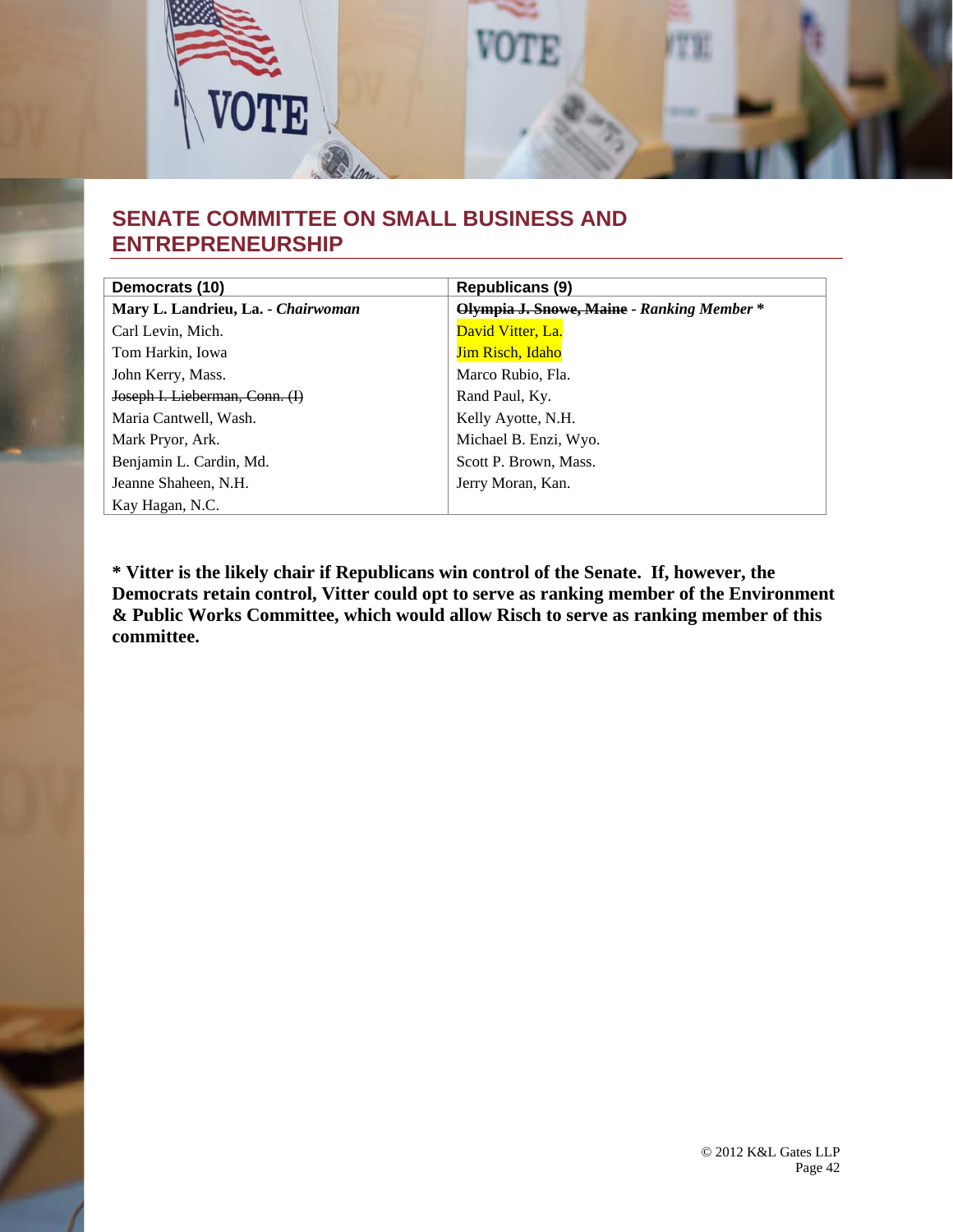## SENATE COMMITTEE ON SMALL BUSINESS AND ENTREPRENEURSHIP

| Democrats (10) | Republicans (9) |
|---|---|
| **Mary L. Landrieu, La. - *Chairwoman*** | ~~**Olympia J. Snowe, Maine**~~ **- *Ranking Member* *** |
| Carl Levin, Mich. | David Vitter, La. |
| Tom Harkin, Iowa | Jim Risch, Idaho |
| John Kerry, Mass. | Marco Rubio, Fla. |
| ~~Joseph I. Lieberman, Conn. (I)~~ | Rand Paul, Ky. |
| Maria Cantwell, Wash. | Kelly Ayotte, N.H. |
| Mark Pryor, Ark. | Michael B. Enzi, Wyo. |
| Benjamin L. Cardin, Md. | Scott P. Brown, Mass. |
| Jeanne Shaheen, N.H. | Jerry Moran, Kan. |
| Kay Hagan, N.C. | |

**\* Vitter is the likely chair if Republicans win control of the Senate. If, however, the Democrats retain control, Vitter could opt to serve as ranking member of the Environment & Public Works Committee, which would allow Risch to serve as ranking member of this committee.**

© 2012 K&L Gates LLP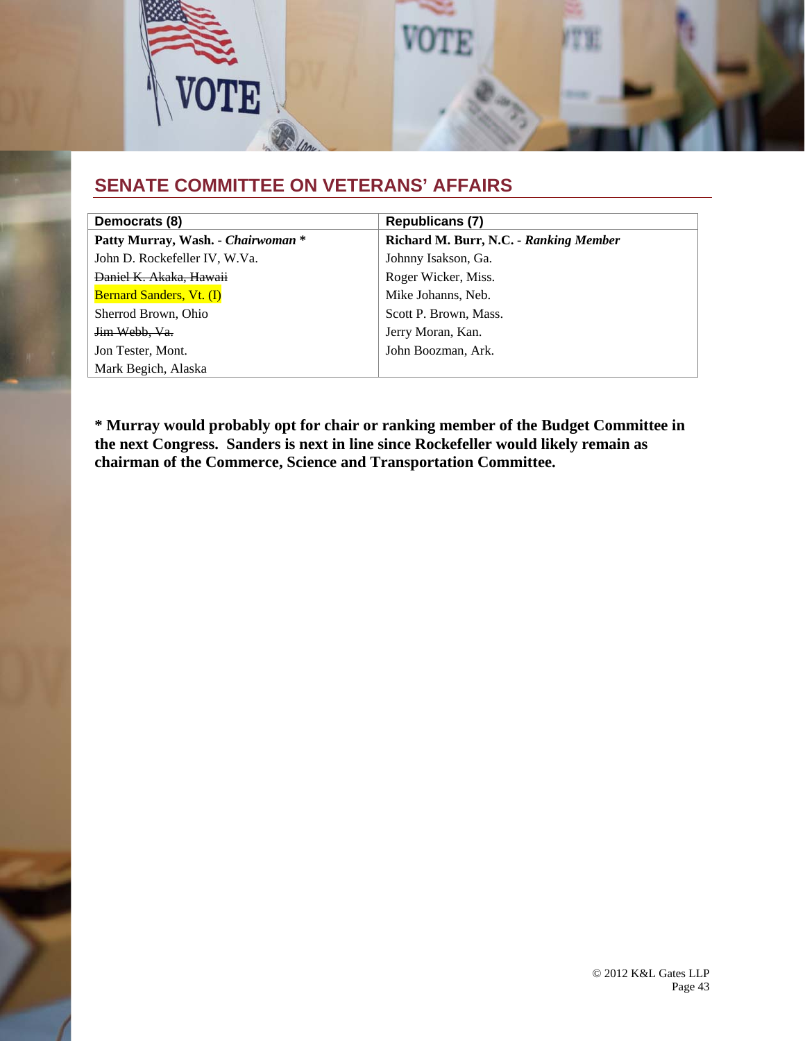## SENATE COMMITTEE ON VETERANS' AFFAIRS

| Democrats (8) | Republicans (7) |
| --- | --- |
| **Patty Murray, Wash. - *Chairwoman* *** | **Richard M. Burr, N.C. - *Ranking Member*** |
| John D. Rockefeller IV, W.Va. | Johnny Isakson, Ga. |
| ~~Daniel K. Akaka, Hawaii~~ | Roger Wicker, Miss. |
| Bernard Sanders, Vt. (I) | Mike Johanns, Neb. |
| Sherrod Brown, Ohio | Scott P. Brown, Mass. |
| ~~Jim Webb, Va.~~ | Jerry Moran, Kan. |
| Jon Tester, Mont. | John Boozman, Ark. |
| Mark Begich, Alaska | |

**\* Murray would probably opt for chair or ranking member of the Budget Committee in the next Congress. Sanders is next in line since Rockefeller would likely remain as chairman of the Commerce, Science and Transportation Committee.**

© 2012 K&L Gates LLP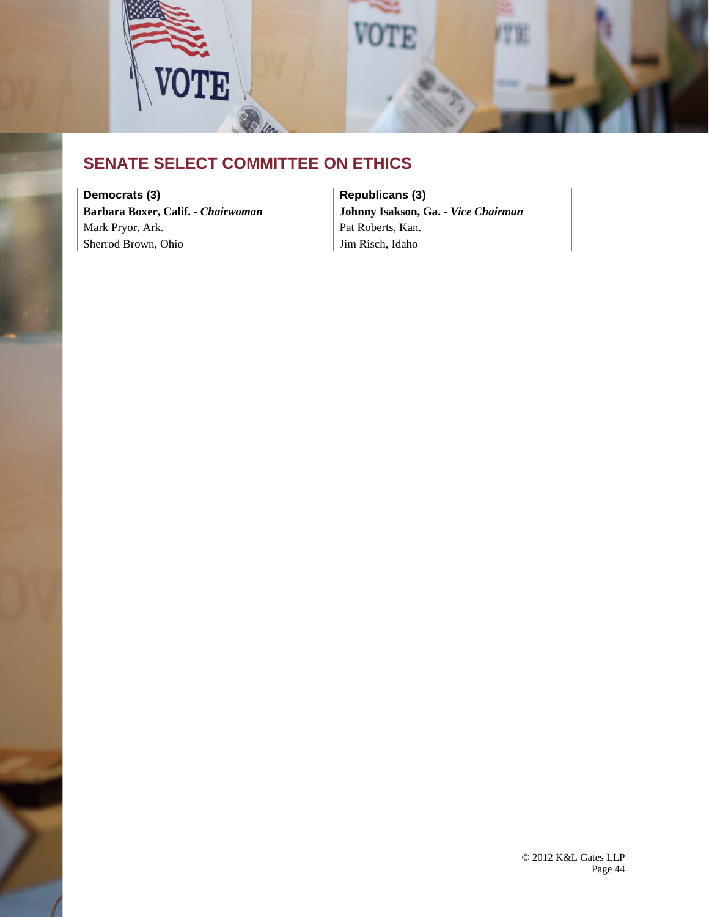## SENATE SELECT COMMITTEE ON ETHICS

| Democrats (3) | Republicans (3) |
|---|---|
| **Barbara Boxer, Calif. - *Chairwoman*** | **Johnny Isakson, Ga. - *Vice Chairman*** |
| Mark Pryor, Ark. | Pat Roberts, Kan. |
| Sherrod Brown, Ohio | Jim Risch, Idaho |

© 2012 K&L Gates LLP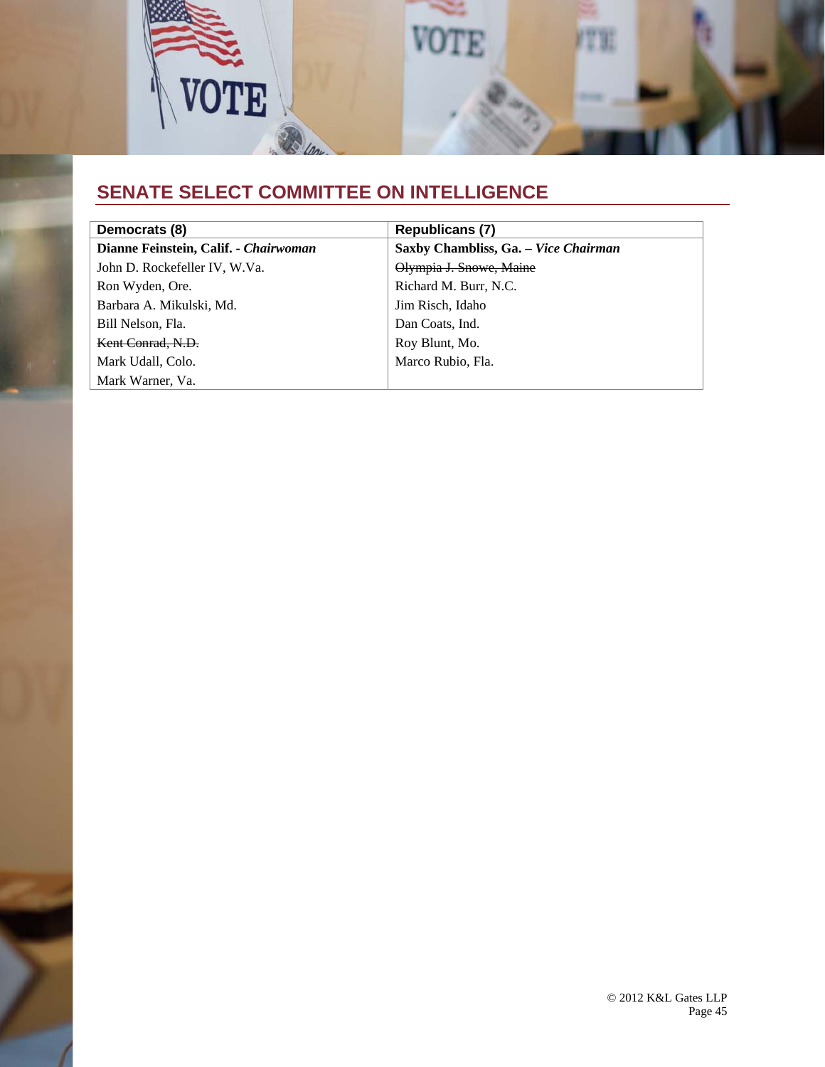## SENATE SELECT COMMITTEE ON INTELLIGENCE

| Democrats (8) | Republicans (7) |
|---|---|
| **Dianne Feinstein, Calif. - *Chairwoman*** | **Saxby Chambliss, Ga. – *Vice Chairman*** |
| John D. Rockefeller IV, W.Va. | ~~Olympia J. Snowe, Maine~~ |
| Ron Wyden, Ore. | Richard M. Burr, N.C. |
| Barbara A. Mikulski, Md. | Jim Risch, Idaho |
| Bill Nelson, Fla. | Dan Coats, Ind. |
| ~~Kent Conrad, N.D.~~ | Roy Blunt, Mo. |
| Mark Udall, Colo. | Marco Rubio, Fla. |
| Mark Warner, Va. | |

© 2012 K&L Gates LLP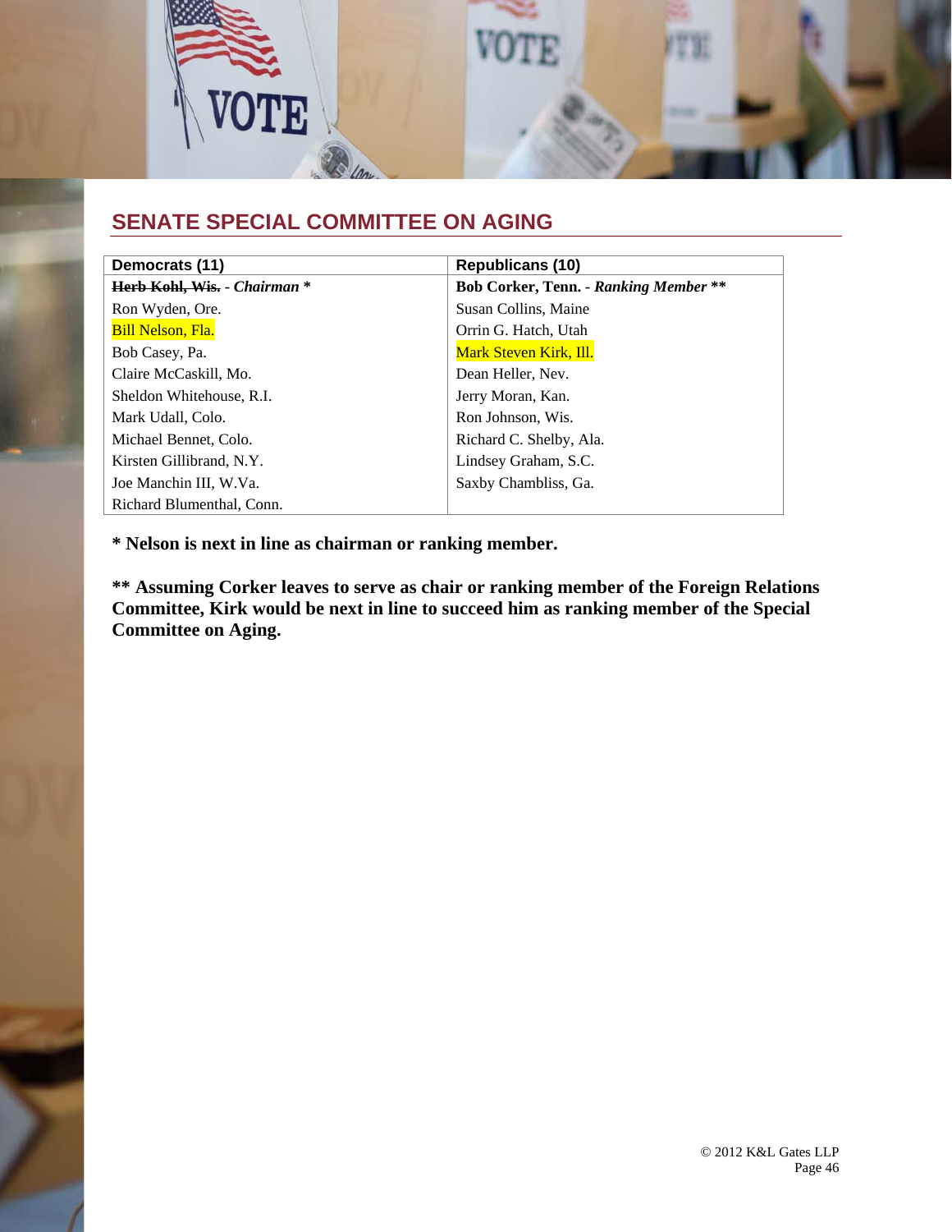## SENATE SPECIAL COMMITTEE ON AGING

| Democrats (11) | Republicans (10) |
|---|---|
| ~~**Herb Kohl, Wis.**~~ - ***Chairman*** **\*** | **Bob Corker, Tenn. -** ***Ranking Member*** **\*\*** |
| Ron Wyden, Ore. | Susan Collins, Maine |
| Bill Nelson, Fla. | Orrin G. Hatch, Utah |
| Bob Casey, Pa. | Mark Steven Kirk, Ill. |
| Claire McCaskill, Mo. | Dean Heller, Nev. |
| Sheldon Whitehouse, R.I. | Jerry Moran, Kan. |
| Mark Udall, Colo. | Ron Johnson, Wis. |
| Michael Bennet, Colo. | Richard C. Shelby, Ala. |
| Kirsten Gillibrand, N.Y. | Lindsey Graham, S.C. |
| Joe Manchin III, W.Va. | Saxby Chambliss, Ga. |
| Richard Blumenthal, Conn. | |

**\* Nelson is next in line as chairman or ranking member.**

**\*\* Assuming Corker leaves to serve as chair or ranking member of the Foreign Relations Committee, Kirk would be next in line to succeed him as ranking member of the Special Committee on Aging.**